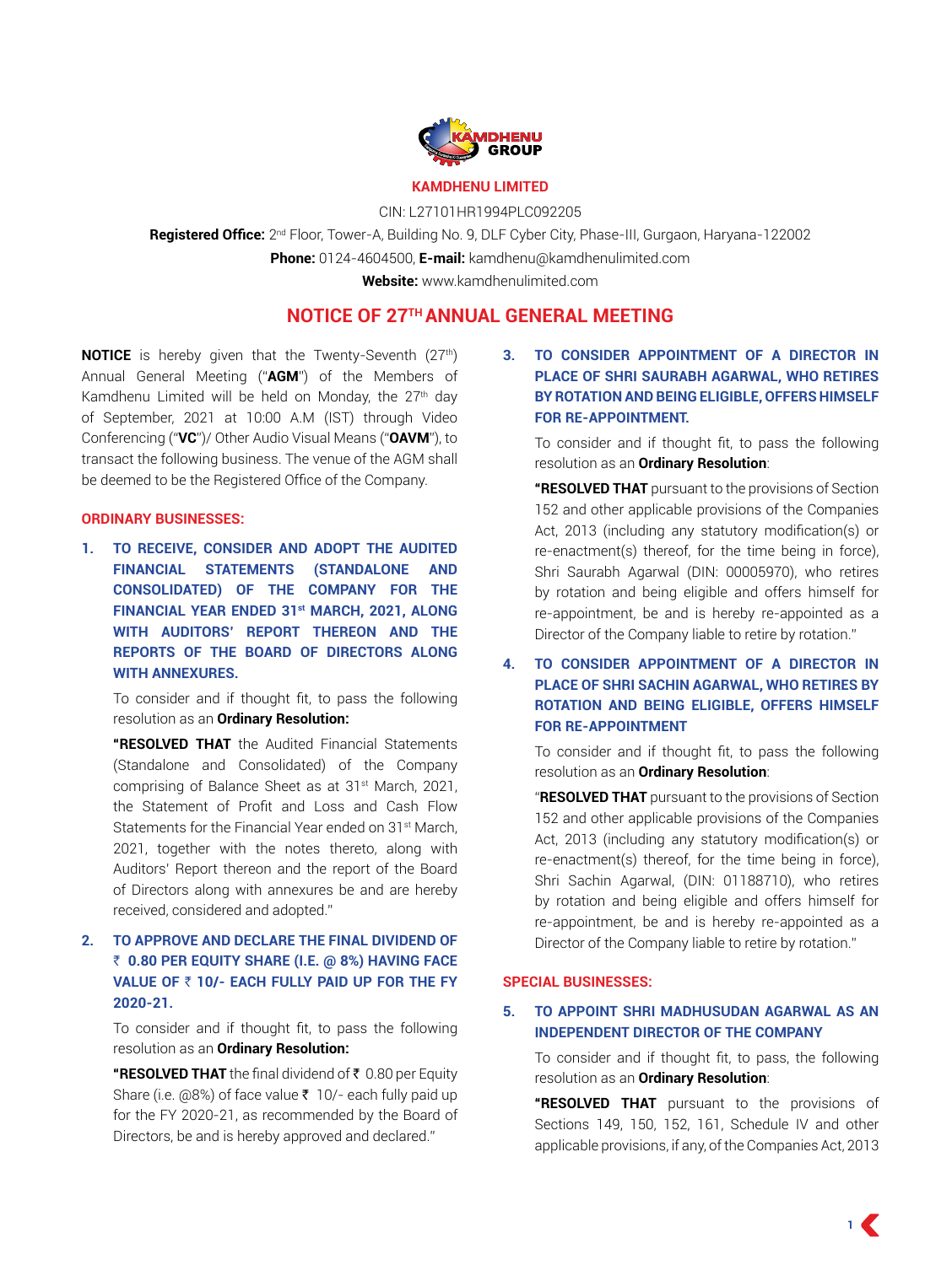**KAMDHENU LIMITED**

CIN: L27101HR1994PLC092205

**Registered Office:** 2nd Floor, Tower-A, Building No. 9, DLF Cyber City, Phase-III, Gurgaon, Haryana-122002

**Phone:** 0124-4604500, **E-mail:** kamdhenu@kamdhenulimited.com

**Website:** www.kamdhenulimited.com

# NOTICE OF 27TH ANNUAL GENERAL MEETING

**NOTICE** is hereby given that the Twenty-Seventh (27th) Annual General Meeting ("**AGM**") of the Members of Kamdhenu Limited will be held on Monday, the 27th day of September, 2021 at 10:00 A.M (IST) through Video Conferencing ("**VC**")/ Other Audio Visual Means ("**OAVM**"), to transact the following business. The venue of the AGM shall be deemed to be the Registered Office of the Company.

## ORDINARY BUSINESSES:

### 1. TO RECEIVE, CONSIDER AND ADOPT THE AUDITED FINANCIAL STATEMENTS (STANDALONE AND CONSOLIDATED) OF THE COMPANY FOR THE FINANCIAL YEAR ENDED 31st MARCH, 2021, ALONG WITH AUDITORS' REPORT THEREON AND THE REPORTS OF THE BOARD OF DIRECTORS ALONG WITH ANNEXURES.

To consider and if thought fit, to pass the following resolution as an **Ordinary Resolution:**

**"RESOLVED THAT** the Audited Financial Statements (Standalone and Consolidated) of the Company comprising of Balance Sheet as at 31st March, 2021, the Statement of Profit and Loss and Cash Flow Statements for the Financial Year ended on 31st March, 2021, together with the notes thereto, along with Auditors' Report thereon and the report of the Board of Directors along with annexures be and are hereby received, considered and adopted."

### 2. TO APPROVE AND DECLARE THE FINAL DIVIDEND OF ₹ 0.80 PER EQUITY SHARE (I.E. @ 8%) HAVING FACE VALUE OF ₹ 10/- EACH FULLY PAID UP FOR THE FY 2020-21.

To consider and if thought fit, to pass the following resolution as an **Ordinary Resolution:**

**"RESOLVED THAT** the final dividend of ₹ 0.80 per Equity Share (i.e. @8%) of face value ₹ 10/- each fully paid up for the FY 2020-21, as recommended by the Board of Directors, be and is hereby approved and declared."

### 3. TO CONSIDER APPOINTMENT OF A DIRECTOR IN PLACE OF SHRI SAURABH AGARWAL, WHO RETIRES BY ROTATION AND BEING ELIGIBLE, OFFERS HIMSELF FOR RE-APPOINTMENT.

To consider and if thought fit, to pass the following resolution as an **Ordinary Resolution**:

**"RESOLVED THAT** pursuant to the provisions of Section 152 and other applicable provisions of the Companies Act, 2013 (including any statutory modification(s) or re-enactment(s) thereof, for the time being in force), Shri Saurabh Agarwal (DIN: 00005970), who retires by rotation and being eligible and offers himself for re-appointment, be and is hereby re-appointed as a Director of the Company liable to retire by rotation."

### 4. TO CONSIDER APPOINTMENT OF A DIRECTOR IN PLACE OF SHRI SACHIN AGARWAL, WHO RETIRES BY ROTATION AND BEING ELIGIBLE, OFFERS HIMSELF FOR RE-APPOINTMENT

To consider and if thought fit, to pass the following resolution as an **Ordinary Resolution**:

"**RESOLVED THAT** pursuant to the provisions of Section 152 and other applicable provisions of the Companies Act, 2013 (including any statutory modification(s) or re-enactment(s) thereof, for the time being in force), Shri Sachin Agarwal, (DIN: 01188710), who retires by rotation and being eligible and offers himself for re-appointment, be and is hereby re-appointed as a Director of the Company liable to retire by rotation."

## SPECIAL BUSINESSES:

### 5. TO APPOINT SHRI MADHUSUDAN AGARWAL AS AN INDEPENDENT DIRECTOR OF THE COMPANY

To consider and if thought fit, to pass, the following resolution as an **Ordinary Resolution**:

**"RESOLVED THAT** pursuant to the provisions of Sections 149, 150, 152, 161, Schedule IV and other applicable provisions, if any, of the Companies Act, 2013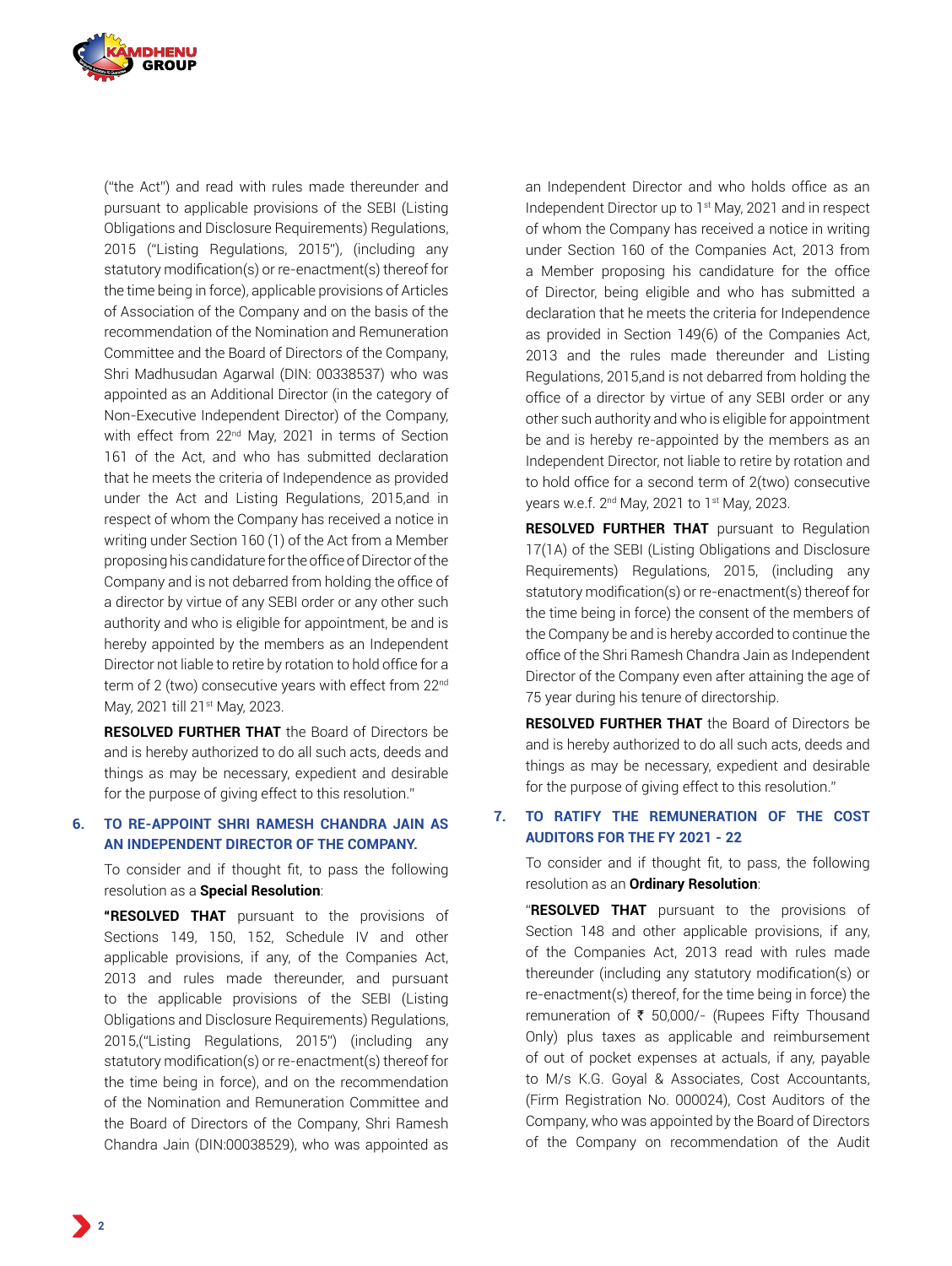("the Act") and read with rules made thereunder and pursuant to applicable provisions of the SEBI (Listing Obligations and Disclosure Requirements) Regulations, 2015 ("Listing Regulations, 2015"), (including any statutory modification(s) or re-enactment(s) thereof for the time being in force), applicable provisions of Articles of Association of the Company and on the basis of the recommendation of the Nomination and Remuneration Committee and the Board of Directors of the Company, Shri Madhusudan Agarwal (DIN: 00338537) who was appointed as an Additional Director (in the category of Non-Executive Independent Director) of the Company, with effect from 22nd May, 2021 in terms of Section 161 of the Act, and who has submitted declaration that he meets the criteria of Independence as provided under the Act and Listing Regulations, 2015,and in respect of whom the Company has received a notice in writing under Section 160 (1) of the Act from a Member proposing his candidature for the office of Director of the Company and is not debarred from holding the office of a director by virtue of any SEBI order or any other such authority and who is eligible for appointment, be and is hereby appointed by the members as an Independent Director not liable to retire by rotation to hold office for a term of 2 (two) consecutive years with effect from 22nd May, 2021 till 21st May, 2023.

**RESOLVED FURTHER THAT** the Board of Directors be and is hereby authorized to do all such acts, deeds and things as may be necessary, expedient and desirable for the purpose of giving effect to this resolution."

### 6. TO RE-APPOINT SHRI RAMESH CHANDRA JAIN AS AN INDEPENDENT DIRECTOR OF THE COMPANY.

To consider and if thought fit, to pass the following resolution as a **Special Resolution**:

**"RESOLVED THAT** pursuant to the provisions of Sections 149, 150, 152, Schedule IV and other applicable provisions, if any, of the Companies Act, 2013 and rules made thereunder, and pursuant to the applicable provisions of the SEBI (Listing Obligations and Disclosure Requirements) Regulations, 2015,("Listing Regulations, 2015") (including any statutory modification(s) or re-enactment(s) thereof for the time being in force), and on the recommendation of the Nomination and Remuneration Committee and the Board of Directors of the Company, Shri Ramesh Chandra Jain (DIN:00038529), who was appointed as an Independent Director and who holds office as an Independent Director up to 1st May, 2021 and in respect of whom the Company has received a notice in writing under Section 160 of the Companies Act, 2013 from a Member proposing his candidature for the office of Director, being eligible and who has submitted a declaration that he meets the criteria for Independence as provided in Section 149(6) of the Companies Act, 2013 and the rules made thereunder and Listing Regulations, 2015,and is not debarred from holding the office of a director by virtue of any SEBI order or any other such authority and who is eligible for appointment be and is hereby re-appointed by the members as an Independent Director, not liable to retire by rotation and to hold office for a second term of 2(two) consecutive years w.e.f. 2nd May, 2021 to 1st May, 2023.

**RESOLVED FURTHER THAT** pursuant to Regulation 17(1A) of the SEBI (Listing Obligations and Disclosure Requirements) Regulations, 2015, (including any statutory modification(s) or re-enactment(s) thereof for the time being in force) the consent of the members of the Company be and is hereby accorded to continue the office of the Shri Ramesh Chandra Jain as Independent Director of the Company even after attaining the age of 75 year during his tenure of directorship.

**RESOLVED FURTHER THAT** the Board of Directors be and is hereby authorized to do all such acts, deeds and things as may be necessary, expedient and desirable for the purpose of giving effect to this resolution."

### 7. TO RATIFY THE REMUNERATION OF THE COST AUDITORS FOR THE FY 2021 - 22

To consider and if thought fit, to pass, the following resolution as an **Ordinary Resolution**:

"**RESOLVED THAT** pursuant to the provisions of Section 148 and other applicable provisions, if any, of the Companies Act, 2013 read with rules made thereunder (including any statutory modification(s) or re-enactment(s) thereof, for the time being in force) the remuneration of ₹ 50,000/- (Rupees Fifty Thousand Only) plus taxes as applicable and reimbursement of out of pocket expenses at actuals, if any, payable to M/s K.G. Goyal & Associates, Cost Accountants, (Firm Registration No. 000024), Cost Auditors of the Company, who was appointed by the Board of Directors of the Company on recommendation of the Audit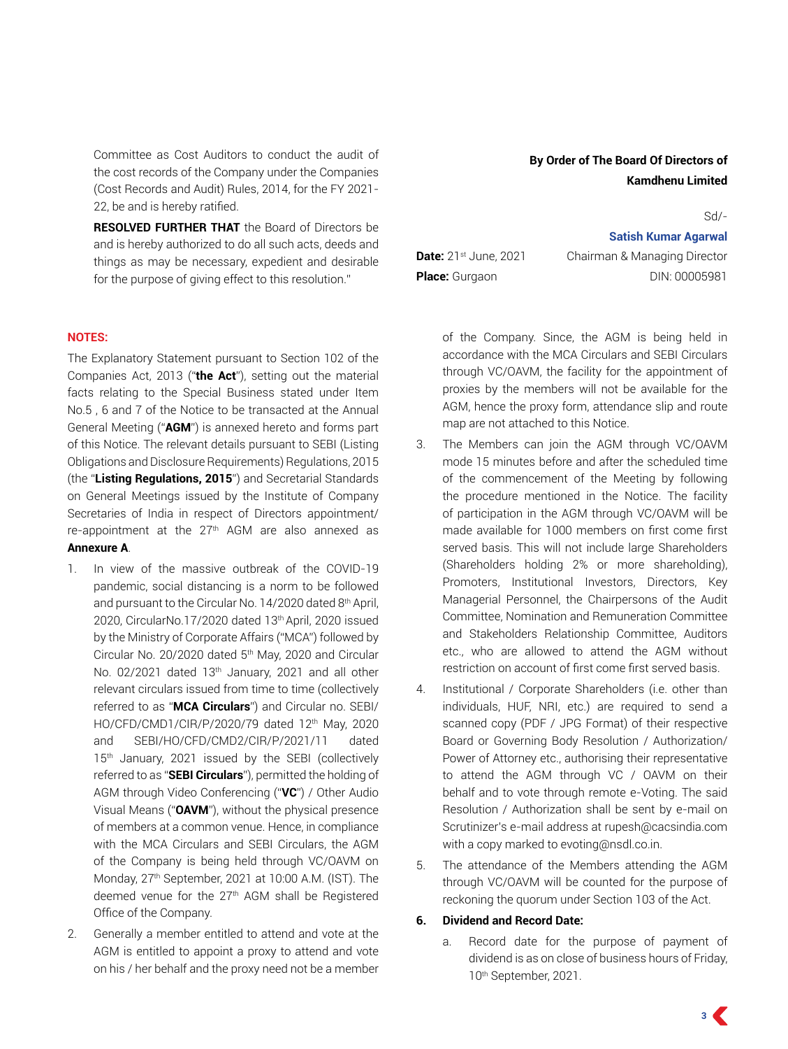Committee as Cost Auditors to conduct the audit of the cost records of the Company under the Companies (Cost Records and Audit) Rules, 2014, for the FY 2021-22, be and is hereby ratified.

**RESOLVED FURTHER THAT** the Board of Directors be and is hereby authorized to do all such acts, deeds and things as may be necessary, expedient and desirable for the purpose of giving effect to this resolution."

**By Order of The Board Of Directors of Kamdhenu Limited**

Sd/-

**Satish Kumar Agarwal**
Chairman & Managing Director
DIN: 00005981

**Date:** 21st June, 2021
**Place:** Gurgaon

**NOTES:**

The Explanatory Statement pursuant to Section 102 of the Companies Act, 2013 ("**the Act**"), setting out the material facts relating to the Special Business stated under Item No.5 , 6 and 7 of the Notice to be transacted at the Annual General Meeting ("**AGM**") is annexed hereto and forms part of this Notice. The relevant details pursuant to SEBI (Listing Obligations and Disclosure Requirements) Regulations, 2015 (the "**Listing Regulations, 2015**") and Secretarial Standards on General Meetings issued by the Institute of Company Secretaries of India in respect of Directors appointment/ re-appointment at the 27th AGM are also annexed as **Annexure A**.

1. In view of the massive outbreak of the COVID-19 pandemic, social distancing is a norm to be followed and pursuant to the Circular No. 14/2020 dated 8th April, 2020, CircularNo.17/2020 dated 13th April, 2020 issued by the Ministry of Corporate Affairs ("MCA") followed by Circular No. 20/2020 dated 5th May, 2020 and Circular No. 02/2021 dated 13th January, 2021 and all other relevant circulars issued from time to time (collectively referred to as "**MCA Circulars**") and Circular no. SEBI/HO/CFD/CMD1/CIR/P/2020/79 dated 12th May, 2020 and SEBI/HO/CFD/CMD2/CIR/P/2021/11 dated 15th January, 2021 issued by the SEBI (collectively referred to as "**SEBI Circulars**"), permitted the holding of AGM through Video Conferencing ("**VC**") / Other Audio Visual Means ("**OAVM**"), without the physical presence of members at a common venue. Hence, in compliance with the MCA Circulars and SEBI Circulars, the AGM of the Company is being held through VC/OAVM on Monday, 27th September, 2021 at 10:00 A.M. (IST). The deemed venue for the 27th AGM shall be Registered Office of the Company.

2. Generally a member entitled to attend and vote at the AGM is entitled to appoint a proxy to attend and vote on his / her behalf and the proxy need not be a member of the Company. Since, the AGM is being held in accordance with the MCA Circulars and SEBI Circulars through VC/OAVM, the facility for the appointment of proxies by the members will not be available for the AGM, hence the proxy form, attendance slip and route map are not attached to this Notice.

3. The Members can join the AGM through VC/OAVM mode 15 minutes before and after the scheduled time of the commencement of the Meeting by following the procedure mentioned in the Notice. The facility of participation in the AGM through VC/OAVM will be made available for 1000 members on first come first served basis. This will not include large Shareholders (Shareholders holding 2% or more shareholding), Promoters, Institutional Investors, Directors, Key Managerial Personnel, the Chairpersons of the Audit Committee, Nomination and Remuneration Committee and Stakeholders Relationship Committee, Auditors etc., who are allowed to attend the AGM without restriction on account of first come first served basis.

4. Institutional / Corporate Shareholders (i.e. other than individuals, HUF, NRI, etc.) are required to send a scanned copy (PDF / JPG Format) of their respective Board or Governing Body Resolution / Authorization/ Power of Attorney etc., authorising their representative to attend the AGM through VC / OAVM on their behalf and to vote through remote e-Voting. The said Resolution / Authorization shall be sent by e-mail on Scrutinizer's e-mail address at rupesh@cacsindia.com with a copy marked to evoting@nsdl.co.in.

5. The attendance of the Members attending the AGM through VC/OAVM will be counted for the purpose of reckoning the quorum under Section 103 of the Act.

6. **Dividend and Record Date:**

   a. Record date for the purpose of payment of dividend is as on close of business hours of Friday, 10th September, 2021.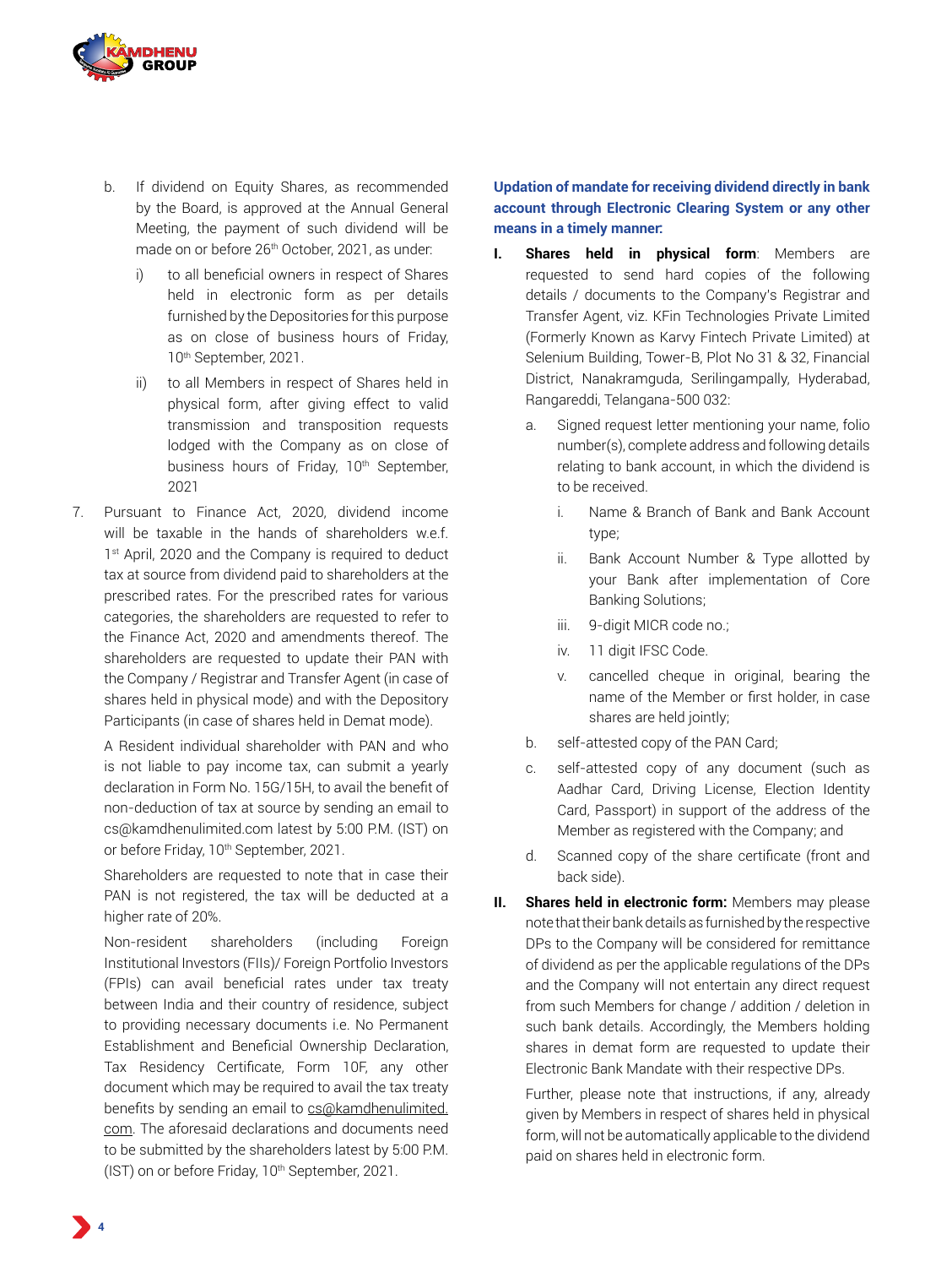b. If dividend on Equity Shares, as recommended by the Board, is approved at the Annual General Meeting, the payment of such dividend will be made on or before 26th October, 2021, as under:

   i) to all beneficial owners in respect of Shares held in electronic form as per details furnished by the Depositories for this purpose as on close of business hours of Friday, 10th September, 2021.

   ii) to all Members in respect of Shares held in physical form, after giving effect to valid transmission and transposition requests lodged with the Company as on close of business hours of Friday, 10th September, 2021

7. Pursuant to Finance Act, 2020, dividend income will be taxable in the hands of shareholders w.e.f. 1st April, 2020 and the Company is required to deduct tax at source from dividend paid to shareholders at the prescribed rates. For the prescribed rates for various categories, the shareholders are requested to refer to the Finance Act, 2020 and amendments thereof. The shareholders are requested to update their PAN with the Company / Registrar and Transfer Agent (in case of shares held in physical mode) and with the Depository Participants (in case of shares held in Demat mode).

   A Resident individual shareholder with PAN and who is not liable to pay income tax, can submit a yearly declaration in Form No. 15G/15H, to avail the benefit of non-deduction of tax at source by sending an email to cs@kamdhenulimited.com latest by 5:00 P.M. (IST) on or before Friday, 10th September, 2021.

   Shareholders are requested to note that in case their PAN is not registered, the tax will be deducted at a higher rate of 20%.

   Non-resident shareholders (including Foreign Institutional Investors (FIIs)/ Foreign Portfolio Investors (FPIs) can avail beneficial rates under tax treaty between India and their country of residence, subject to providing necessary documents i.e. No Permanent Establishment and Beneficial Ownership Declaration, Tax Residency Certificate, Form 10F, any other document which may be required to avail the tax treaty benefits by sending an email to cs@kamdhenulimited.com. The aforesaid declarations and documents need to be submitted by the shareholders latest by 5:00 P.M. (IST) on or before Friday, 10th September, 2021.

**Updation of mandate for receiving dividend directly in bank account through Electronic Clearing System or any other means in a timely manner:**

**I. Shares held in physical form**: Members are requested to send hard copies of the following details / documents to the Company's Registrar and Transfer Agent, viz. KFin Technologies Private Limited (Formerly Known as Karvy Fintech Private Limited) at Selenium Building, Tower-B, Plot No 31 & 32, Financial District, Nanakramguda, Serilingampally, Hyderabad, Rangareddi, Telangana-500 032:

   a. Signed request letter mentioning your name, folio number(s), complete address and following details relating to bank account, in which the dividend is to be received.

      i. Name & Branch of Bank and Bank Account type;

      ii. Bank Account Number & Type allotted by your Bank after implementation of Core Banking Solutions;

      iii. 9-digit MICR code no.;

      iv. 11 digit IFSC Code.

      v. cancelled cheque in original, bearing the name of the Member or first holder, in case shares are held jointly;

   b. self-attested copy of the PAN Card;

   c. self-attested copy of any document (such as Aadhar Card, Driving License, Election Identity Card, Passport) in support of the address of the Member as registered with the Company; and

   d. Scanned copy of the share certificate (front and back side).

**II. Shares held in electronic form:** Members may please note that their bank details as furnished by the respective DPs to the Company will be considered for remittance of dividend as per the applicable regulations of the DPs and the Company will not entertain any direct request from such Members for change / addition / deletion in such bank details. Accordingly, the Members holding shares in demat form are requested to update their Electronic Bank Mandate with their respective DPs.

   Further, please note that instructions, if any, already given by Members in respect of shares held in physical form, will not be automatically applicable to the dividend paid on shares held in electronic form.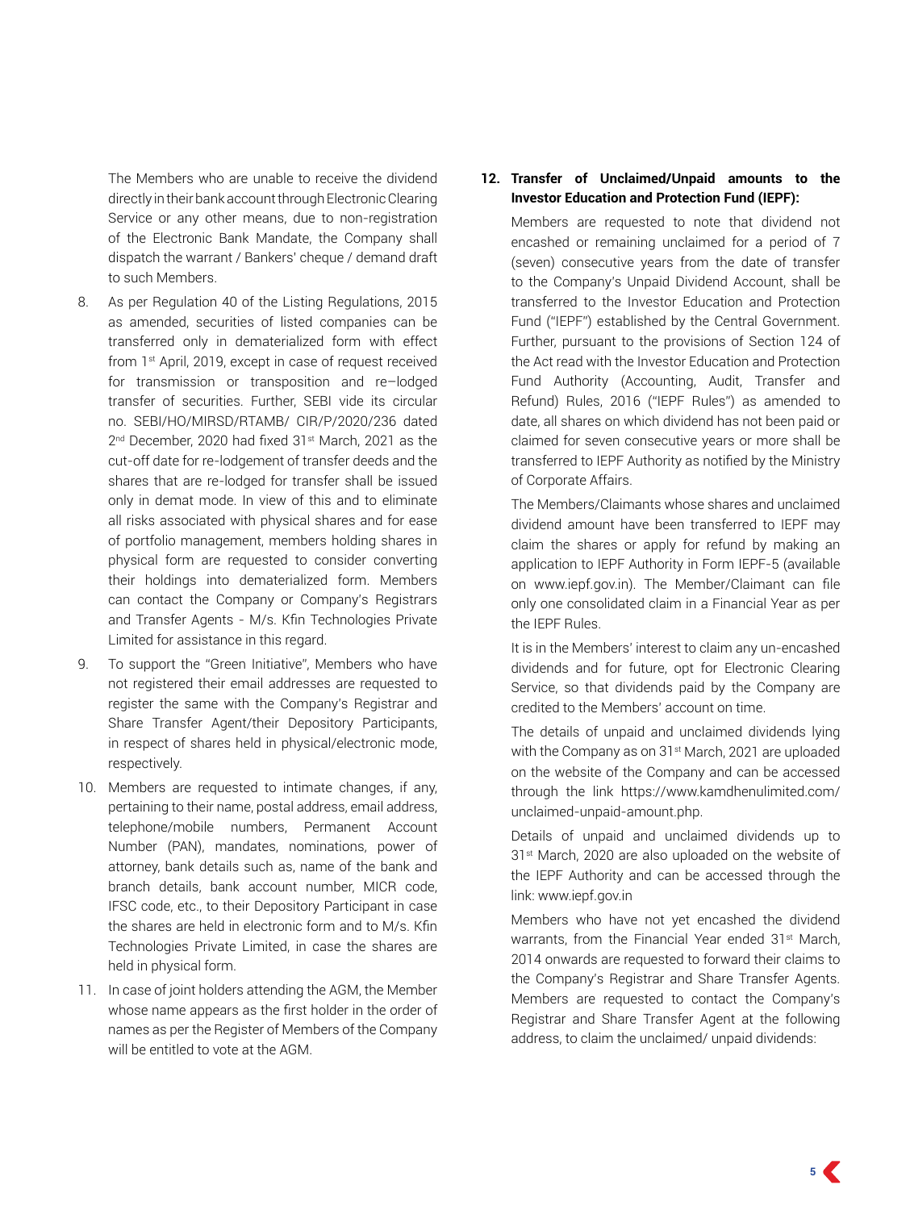The Members who are unable to receive the dividend directly in their bank account through Electronic Clearing Service or any other means, due to non-registration of the Electronic Bank Mandate, the Company shall dispatch the warrant / Bankers' cheque / demand draft to such Members.

8. As per Regulation 40 of the Listing Regulations, 2015 as amended, securities of listed companies can be transferred only in dematerialized form with effect from 1st April, 2019, except in case of request received for transmission or transposition and re–lodged transfer of securities. Further, SEBI vide its circular no. SEBI/HO/MIRSD/RTAMB/ CIR/P/2020/236 dated 2nd December, 2020 had fixed 31st March, 2021 as the cut-off date for re-lodgement of transfer deeds and the shares that are re-lodged for transfer shall be issued only in demat mode. In view of this and to eliminate all risks associated with physical shares and for ease of portfolio management, members holding shares in physical form are requested to consider converting their holdings into dematerialized form. Members can contact the Company or Company's Registrars and Transfer Agents - M/s. Kfin Technologies Private Limited for assistance in this regard.

9. To support the "Green Initiative", Members who have not registered their email addresses are requested to register the same with the Company's Registrar and Share Transfer Agent/their Depository Participants, in respect of shares held in physical/electronic mode, respectively.

10. Members are requested to intimate changes, if any, pertaining to their name, postal address, email address, telephone/mobile numbers, Permanent Account Number (PAN), mandates, nominations, power of attorney, bank details such as, name of the bank and branch details, bank account number, MICR code, IFSC code, etc., to their Depository Participant in case the shares are held in electronic form and to M/s. Kfin Technologies Private Limited, in case the shares are held in physical form.

11. In case of joint holders attending the AGM, the Member whose name appears as the first holder in the order of names as per the Register of Members of the Company will be entitled to vote at the AGM.

12. **Transfer of Unclaimed/Unpaid amounts to the Investor Education and Protection Fund (IEPF):**

    Members are requested to note that dividend not encashed or remaining unclaimed for a period of 7 (seven) consecutive years from the date of transfer to the Company's Unpaid Dividend Account, shall be transferred to the Investor Education and Protection Fund ("IEPF") established by the Central Government. Further, pursuant to the provisions of Section 124 of the Act read with the Investor Education and Protection Fund Authority (Accounting, Audit, Transfer and Refund) Rules, 2016 ("IEPF Rules") as amended to date, all shares on which dividend has not been paid or claimed for seven consecutive years or more shall be transferred to IEPF Authority as notified by the Ministry of Corporate Affairs.

    The Members/Claimants whose shares and unclaimed dividend amount have been transferred to IEPF may claim the shares or apply for refund by making an application to IEPF Authority in Form IEPF-5 (available on www.iepf.gov.in). The Member/Claimant can file only one consolidated claim in a Financial Year as per the IEPF Rules.

    It is in the Members' interest to claim any un-encashed dividends and for future, opt for Electronic Clearing Service, so that dividends paid by the Company are credited to the Members' account on time.

    The details of unpaid and unclaimed dividends lying with the Company as on 31st March, 2021 are uploaded on the website of the Company and can be accessed through the link https://www.kamdhenulimited.com/unclaimed-unpaid-amount.php.

    Details of unpaid and unclaimed dividends up to 31st March, 2020 are also uploaded on the website of the IEPF Authority and can be accessed through the link: www.iepf.gov.in

    Members who have not yet encashed the dividend warrants, from the Financial Year ended 31st March, 2014 onwards are requested to forward their claims to the Company's Registrar and Share Transfer Agents. Members are requested to contact the Company's Registrar and Share Transfer Agent at the following address, to claim the unclaimed/ unpaid dividends: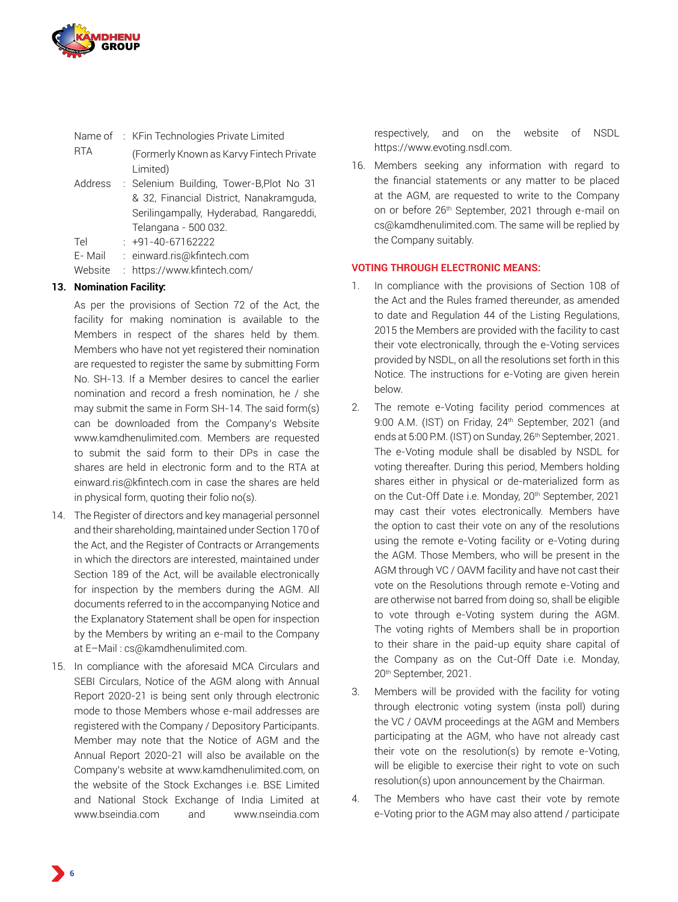Name of RTA : KFin Technologies Private Limited (Formerly Known as Karvy Fintech Private Limited)

Address : Selenium Building, Tower-B,Plot No 31 & 32, Financial District, Nanakramguda, Serilingampally, Hyderabad, Rangareddi, Telangana - 500 032.

Tel : +91-40-67162222

E- Mail : einward.ris@kfintech.com

Website : https://www.kfintech.com/

13. **Nomination Facility:**

    As per the provisions of Section 72 of the Act, the facility for making nomination is available to the Members in respect of the shares held by them. Members who have not yet registered their nomination are requested to register the same by submitting Form No. SH-13. If a Member desires to cancel the earlier nomination and record a fresh nomination, he / she may submit the same in Form SH-14. The said form(s) can be downloaded from the Company's Website www.kamdhenulimited.com. Members are requested to submit the said form to their DPs in case the shares are held in electronic form and to the RTA at einward.ris@kfintech.com in case the shares are held in physical form, quoting their folio no(s).

14. The Register of directors and key managerial personnel and their shareholding, maintained under Section 170 of the Act, and the Register of Contracts or Arrangements in which the directors are interested, maintained under Section 189 of the Act, will be available electronically for inspection by the members during the AGM. All documents referred to in the accompanying Notice and the Explanatory Statement shall be open for inspection by the Members by writing an e-mail to the Company at E–Mail : cs@kamdhenulimited.com.

15. In compliance with the aforesaid MCA Circulars and SEBI Circulars, Notice of the AGM along with Annual Report 2020-21 is being sent only through electronic mode to those Members whose e-mail addresses are registered with the Company / Depository Participants. Member may note that the Notice of AGM and the Annual Report 2020-21 will also be available on the Company's website at www.kamdhenulimited.com, on the website of the Stock Exchanges i.e. BSE Limited and National Stock Exchange of India Limited at www.bseindia.com and www.nseindia.com respectively, and on the website of NSDL https://www.evoting.nsdl.com.

16. Members seeking any information with regard to the financial statements or any matter to be placed at the AGM, are requested to write to the Company on or before 26th September, 2021 through e-mail on cs@kamdhenulimited.com. The same will be replied by the Company suitably.

### VOTING THROUGH ELECTRONIC MEANS:

1. In compliance with the provisions of Section 108 of the Act and the Rules framed thereunder, as amended to date and Regulation 44 of the Listing Regulations, 2015 the Members are provided with the facility to cast their vote electronically, through the e-Voting services provided by NSDL, on all the resolutions set forth in this Notice. The instructions for e-Voting are given herein below.

2. The remote e-Voting facility period commences at 9:00 A.M. (IST) on Friday, 24th September, 2021 (and ends at 5:00 P.M. (IST) on Sunday, 26th September, 2021. The e-Voting module shall be disabled by NSDL for voting thereafter. During this period, Members holding shares either in physical or de-materialized form as on the Cut-Off Date i.e. Monday, 20th September, 2021 may cast their votes electronically. Members have the option to cast their vote on any of the resolutions using the remote e-Voting facility or e-Voting during the AGM. Those Members, who will be present in the AGM through VC / OAVM facility and have not cast their vote on the Resolutions through remote e-Voting and are otherwise not barred from doing so, shall be eligible to vote through e-Voting system during the AGM. The voting rights of Members shall be in proportion to their share in the paid-up equity share capital of the Company as on the Cut-Off Date i.e. Monday, 20th September, 2021.

3. Members will be provided with the facility for voting through electronic voting system (insta poll) during the VC / OAVM proceedings at the AGM and Members participating at the AGM, who have not already cast their vote on the resolution(s) by remote e-Voting, will be eligible to exercise their right to vote on such resolution(s) upon announcement by the Chairman.

4. The Members who have cast their vote by remote e-Voting prior to the AGM may also attend / participate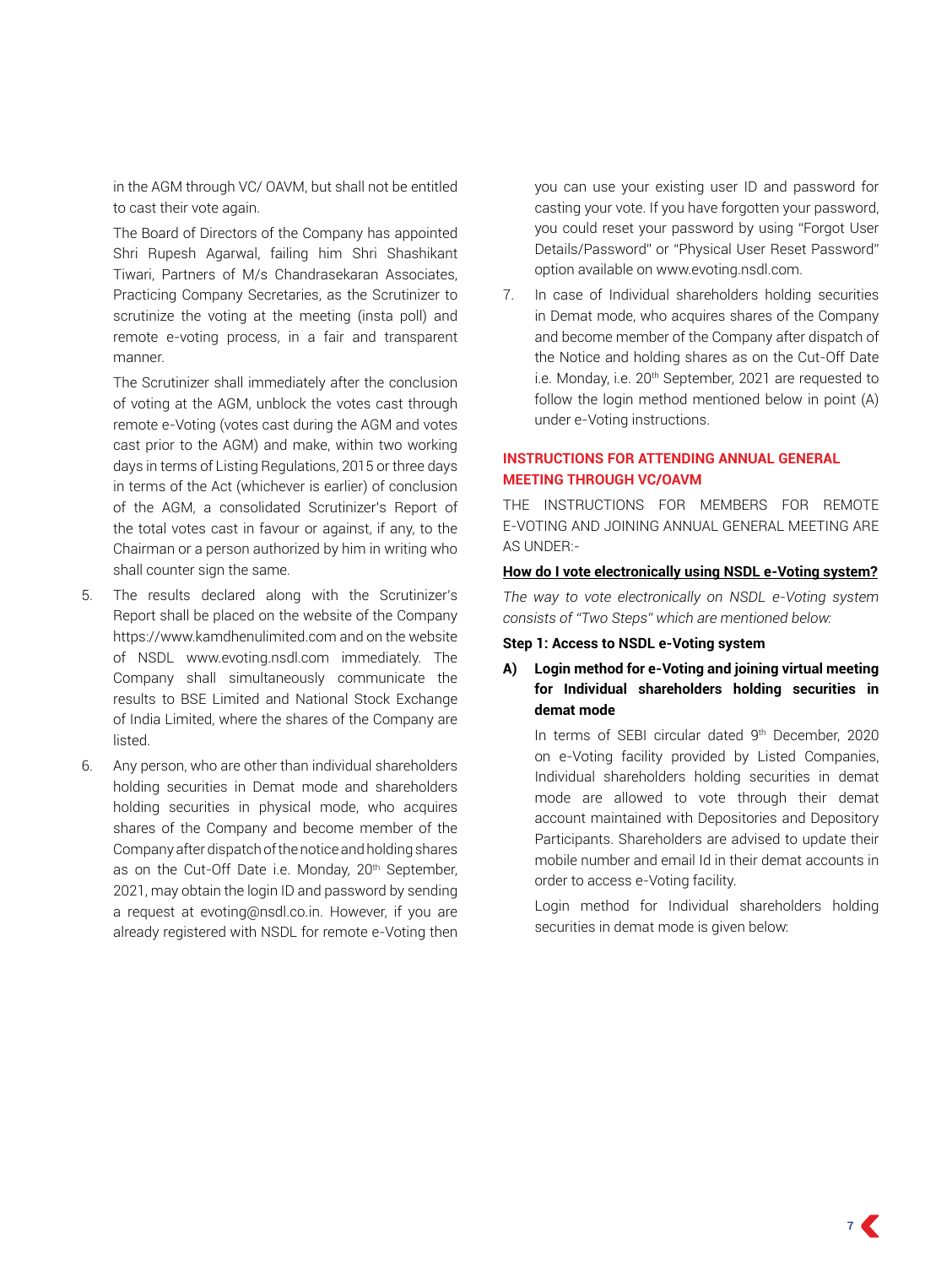in the AGM through VC/ OAVM, but shall not be entitled to cast their vote again.

The Board of Directors of the Company has appointed Shri Rupesh Agarwal, failing him Shri Shashikant Tiwari, Partners of M/s Chandrasekaran Associates, Practicing Company Secretaries, as the Scrutinizer to scrutinize the voting at the meeting (insta poll) and remote e-voting process, in a fair and transparent manner.

The Scrutinizer shall immediately after the conclusion of voting at the AGM, unblock the votes cast through remote e-Voting (votes cast during the AGM and votes cast prior to the AGM) and make, within two working days in terms of Listing Regulations, 2015 or three days in terms of the Act (whichever is earlier) of conclusion of the AGM, a consolidated Scrutinizer's Report of the total votes cast in favour or against, if any, to the Chairman or a person authorized by him in writing who shall counter sign the same.

5. The results declared along with the Scrutinizer's Report shall be placed on the website of the Company https://www.kamdhenulimited.com and on the website of NSDL www.evoting.nsdl.com immediately. The Company shall simultaneously communicate the results to BSE Limited and National Stock Exchange of India Limited, where the shares of the Company are listed.

6. Any person, who are other than individual shareholders holding securities in Demat mode and shareholders holding securities in physical mode, who acquires shares of the Company and become member of the Company after dispatch of the notice and holding shares as on the Cut-Off Date i.e. Monday, 20th September, 2021, may obtain the login ID and password by sending a request at evoting@nsdl.co.in. However, if you are already registered with NSDL for remote e-Voting then you can use your existing user ID and password for casting your vote. If you have forgotten your password, you could reset your password by using "Forgot User Details/Password" or "Physical User Reset Password" option available on www.evoting.nsdl.com.

7. In case of Individual shareholders holding securities in Demat mode, who acquires shares of the Company and become member of the Company after dispatch of the Notice and holding shares as on the Cut-Off Date i.e. Monday, i.e. 20th September, 2021 are requested to follow the login method mentioned below in point (A) under e-Voting instructions.

## INSTRUCTIONS FOR ATTENDING ANNUAL GENERAL MEETING THROUGH VC/OAVM

THE INSTRUCTIONS FOR MEMBERS FOR REMOTE E-VOTING AND JOINING ANNUAL GENERAL MEETING ARE AS UNDER:-

**How do I vote electronically using NSDL e-Voting system?**

*The way to vote electronically on NSDL e-Voting system consists of "Two Steps" which are mentioned below:*

**Step 1: Access to NSDL e-Voting system**

**A) Login method for e-Voting and joining virtual meeting for Individual shareholders holding securities in demat mode**

In terms of SEBI circular dated 9th December, 2020 on e-Voting facility provided by Listed Companies, Individual shareholders holding securities in demat mode are allowed to vote through their demat account maintained with Depositories and Depository Participants. Shareholders are advised to update their mobile number and email Id in their demat accounts in order to access e-Voting facility.

Login method for Individual shareholders holding securities in demat mode is given below: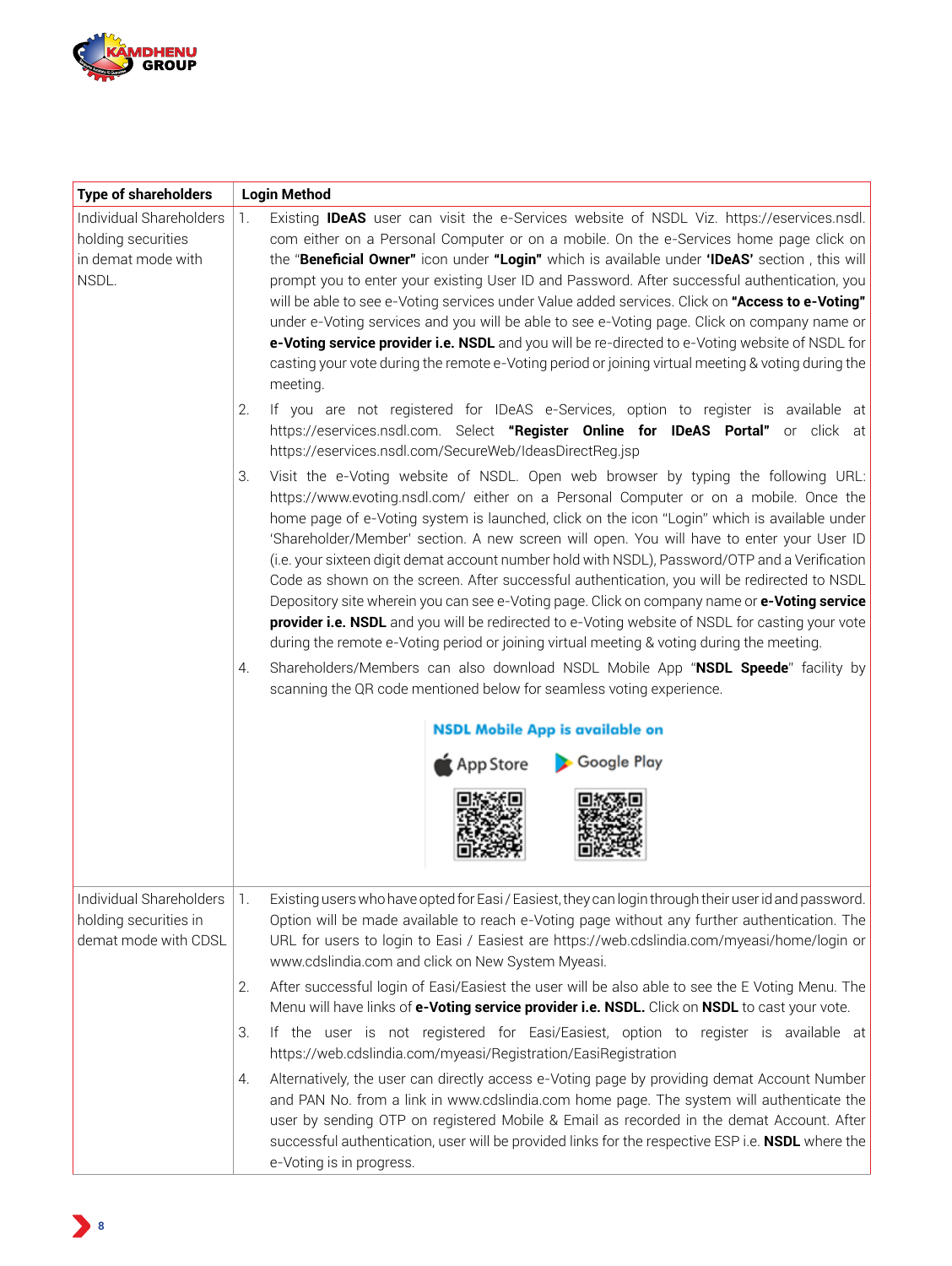| Type of shareholders | Login Method |
|---|---|
| Individual Shareholders holding securities in demat mode with NSDL. | 1. Existing **IDeAS** user can visit the e-Services website of NSDL Viz. https://eservices.nsdl.com either on a Personal Computer or on a mobile. On the e-Services home page click on the "**Beneficial Owner"** icon under **"Login"** which is available under **'IDeAS'** section , this will prompt you to enter your existing User ID and Password. After successful authentication, you will be able to see e-Voting services under Value added services. Click on **"Access to e-Voting"** under e-Voting services and you will be able to see e-Voting page. Click on company name or **e-Voting service provider i.e. NSDL** and you will be re-directed to e-Voting website of NSDL for casting your vote during the remote e-Voting period or joining virtual meeting & voting during the meeting.<br>2. If you are not registered for IDeAS e-Services, option to register is available at https://eservices.nsdl.com. Select **"Register Online for IDeAS Portal"** or click at https://eservices.nsdl.com/SecureWeb/IdeasDirectReg.jsp<br>3. Visit the e-Voting website of NSDL. Open web browser by typing the following URL: https://www.evoting.nsdl.com/ either on a Personal Computer or on a mobile. Once the home page of e-Voting system is launched, click on the icon "Login" which is available under 'Shareholder/Member' section. A new screen will open. You will have to enter your User ID (i.e. your sixteen digit demat account number hold with NSDL), Password/OTP and a Verification Code as shown on the screen. After successful authentication, you will be redirected to NSDL Depository site wherein you can see e-Voting page. Click on company name or **e-Voting service provider i.e. NSDL** and you will be redirected to e-Voting website of NSDL for casting your vote during the remote e-Voting period or joining virtual meeting & voting during the meeting.<br>4. Shareholders/Members can also download NSDL Mobile App "**NSDL Speede**" facility by scanning the QR code mentioned below for seamless voting experience.<br>**NSDL Mobile App is available on**<br>App Store Google Play |
| Individual Shareholders holding securities in demat mode with CDSL | 1. Existing users who have opted for Easi / Easiest, they can login through their user id and password. Option will be made available to reach e-Voting page without any further authentication. The URL for users to login to Easi / Easiest are https://web.cdslindia.com/myeasi/home/login or www.cdslindia.com and click on New System Myeasi.<br>2. After successful login of Easi/Easiest the user will be also able to see the E Voting Menu. The Menu will have links of **e-Voting service provider i.e. NSDL.** Click on **NSDL** to cast your vote.<br>3. If the user is not registered for Easi/Easiest, option to register is available at https://web.cdslindia.com/myeasi/Registration/EasiRegistration<br>4. Alternatively, the user can directly access e-Voting page by providing demat Account Number and PAN No. from a link in www.cdslindia.com home page. The system will authenticate the user by sending OTP on registered Mobile & Email as recorded in the demat Account. After successful authentication, user will be provided links for the respective ESP i.e. **NSDL** where the e-Voting is in progress. |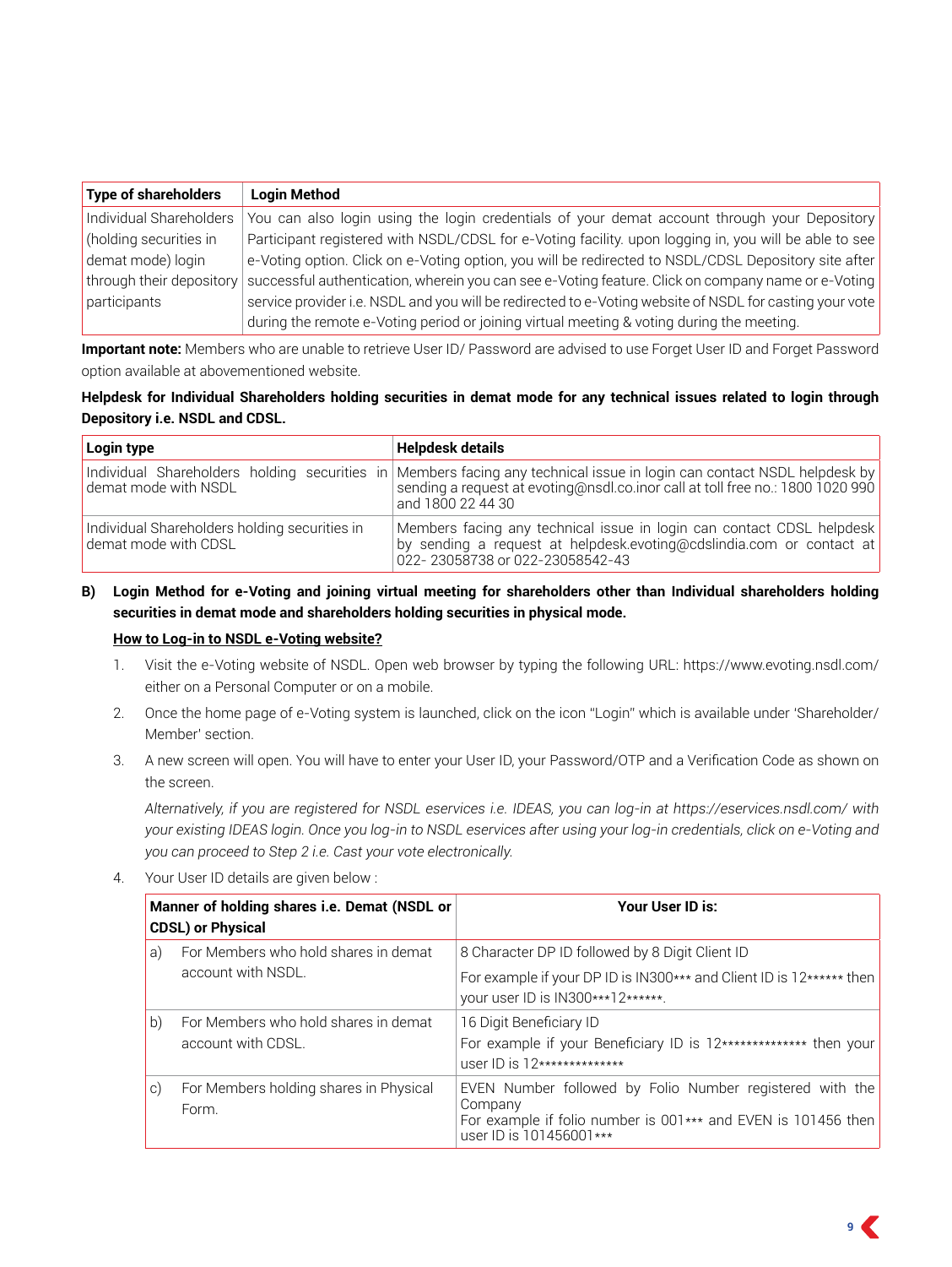| Type of shareholders | Login Method |
|---|---|
| Individual Shareholders (holding securities in demat mode) login through their depository participants | You can also login using the login credentials of your demat account through your Depository Participant registered with NSDL/CDSL for e-Voting facility. upon logging in, you will be able to see e-Voting option. Click on e-Voting option, you will be redirected to NSDL/CDSL Depository site after successful authentication, wherein you can see e-Voting feature. Click on company name or e-Voting service provider i.e. NSDL and you will be redirected to e-Voting website of NSDL for casting your vote during the remote e-Voting period or joining virtual meeting & voting during the meeting. |

**Important note:** Members who are unable to retrieve User ID/ Password are advised to use Forget User ID and Forget Password option available at abovementioned website.

**Helpdesk for Individual Shareholders holding securities in demat mode for any technical issues related to login through Depository i.e. NSDL and CDSL.**

| Login type | Helpdesk details |
|---|---|
| Individual Shareholders holding securities in demat mode with NSDL | Members facing any technical issue in login can contact NSDL helpdesk by sending a request at evoting@nsdl.co.inor call at toll free no.: 1800 1020 990 and 1800 22 44 30 |
| Individual Shareholders holding securities in demat mode with CDSL | Members facing any technical issue in login can contact CDSL helpdesk by sending a request at helpdesk.evoting@cdslindia.com or contact at 022- 23058738 or 022-23058542-43 |

**B) Login Method for e-Voting and joining virtual meeting for shareholders other than Individual shareholders holding securities in demat mode and shareholders holding securities in physical mode.**

**How to Log-in to NSDL e-Voting website?**

1. Visit the e-Voting website of NSDL. Open web browser by typing the following URL: https://www.evoting.nsdl.com/ either on a Personal Computer or on a mobile.
2. Once the home page of e-Voting system is launched, click on the icon "Login" which is available under 'Shareholder/ Member' section.
3. A new screen will open. You will have to enter your User ID, your Password/OTP and a Verification Code as shown on the screen.

   *Alternatively, if you are registered for NSDL eservices i.e. IDEAS, you can log-in at https://eservices.nsdl.com/ with your existing IDEAS login. Once you log-in to NSDL eservices after using your log-in credentials, click on e-Voting and you can proceed to Step 2 i.e. Cast your vote electronically.*

4. Your User ID details are given below :

| | Manner of holding shares i.e. Demat (NSDL or CDSL) or Physical | Your User ID is: |
|---|---|---|
| a) | For Members who hold shares in demat account with NSDL. | 8 Character DP ID followed by 8 Digit Client ID<br>For example if your DP ID is IN300*** and Client ID is 12****** then your user ID is IN300***12******. |
| b) | For Members who hold shares in demat account with CDSL. | 16 Digit Beneficiary ID<br>For example if your Beneficiary ID is 12************** then your user ID is 12************** |
| c) | For Members holding shares in Physical Form. | EVEN Number followed by Folio Number registered with the Company<br>For example if folio number is 001*** and EVEN is 101456 then user ID is 101456001*** |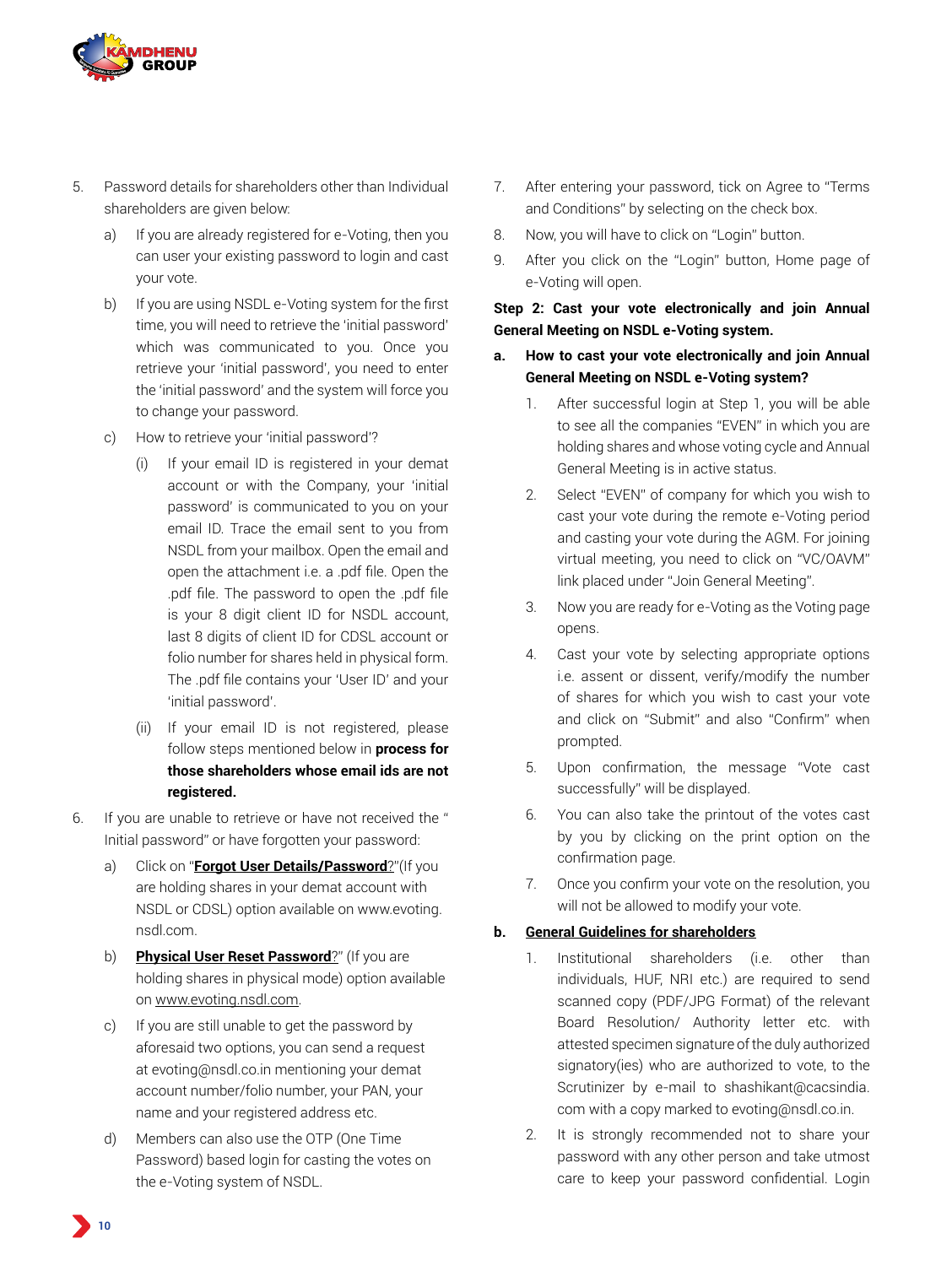5. Password details for shareholders other than Individual shareholders are given below:

   a) If you are already registered for e-Voting, then you can user your existing password to login and cast your vote.

   b) If you are using NSDL e-Voting system for the first time, you will need to retrieve the 'initial password' which was communicated to you. Once you retrieve your 'initial password', you need to enter the 'initial password' and the system will force you to change your password.

   c) How to retrieve your 'initial password'?

      (i) If your email ID is registered in your demat account or with the Company, your 'initial password' is communicated to you on your email ID. Trace the email sent to you from NSDL from your mailbox. Open the email and open the attachment i.e. a .pdf file. Open the .pdf file. The password to open the .pdf file is your 8 digit client ID for NSDL account, last 8 digits of client ID for CDSL account or folio number for shares held in physical form. The .pdf file contains your 'User ID' and your 'initial password'.

      (ii) If your email ID is not registered, please follow steps mentioned below in **process for those shareholders whose email ids are not registered.**

6. If you are unable to retrieve or have not received the " Initial password" or have forgotten your password:

   a) Click on "**Forgot User Details/Password**?"(If you are holding shares in your demat account with NSDL or CDSL) option available on www.evoting.nsdl.com.

   b) **Physical User Reset Password**?" (If you are holding shares in physical mode) option available on www.evoting.nsdl.com.

   c) If you are still unable to get the password by aforesaid two options, you can send a request at evoting@nsdl.co.in mentioning your demat account number/folio number, your PAN, your name and your registered address etc.

   d) Members can also use the OTP (One Time Password) based login for casting the votes on the e-Voting system of NSDL.

7. After entering your password, tick on Agree to "Terms and Conditions" by selecting on the check box.

8. Now, you will have to click on "Login" button.

9. After you click on the "Login" button, Home page of e-Voting will open.

**Step 2: Cast your vote electronically and join Annual General Meeting on NSDL e-Voting system.**

**a. How to cast your vote electronically and join Annual General Meeting on NSDL e-Voting system?**

1. After successful login at Step 1, you will be able to see all the companies "EVEN" in which you are holding shares and whose voting cycle and Annual General Meeting is in active status.

2. Select "EVEN" of company for which you wish to cast your vote during the remote e-Voting period and casting your vote during the AGM. For joining virtual meeting, you need to click on "VC/OAVM" link placed under "Join General Meeting".

3. Now you are ready for e-Voting as the Voting page opens.

4. Cast your vote by selecting appropriate options i.e. assent or dissent, verify/modify the number of shares for which you wish to cast your vote and click on "Submit" and also "Confirm" when prompted.

5. Upon confirmation, the message "Vote cast successfully" will be displayed.

6. You can also take the printout of the votes cast by you by clicking on the print option on the confirmation page.

7. Once you confirm your vote on the resolution, you will not be allowed to modify your vote.

**b. General Guidelines for shareholders**

1. Institutional shareholders (i.e. other than individuals, HUF, NRI etc.) are required to send scanned copy (PDF/JPG Format) of the relevant Board Resolution/ Authority letter etc. with attested specimen signature of the duly authorized signatory(ies) who are authorized to vote, to the Scrutinizer by e-mail to shashikant@cacsindia.com with a copy marked to evoting@nsdl.co.in.

2. It is strongly recommended not to share your password with any other person and take utmost care to keep your password confidential. Login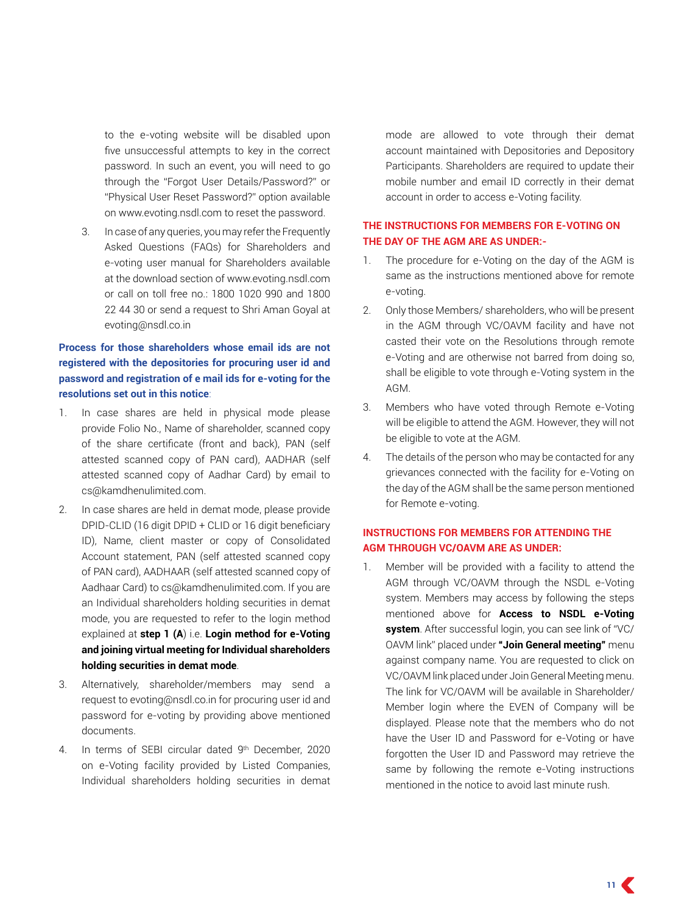to the e-voting website will be disabled upon five unsuccessful attempts to key in the correct password. In such an event, you will need to go through the "Forgot User Details/Password?" or "Physical User Reset Password?" option available on www.evoting.nsdl.com to reset the password.

3. In case of any queries, you may refer the Frequently Asked Questions (FAQs) for Shareholders and e-voting user manual for Shareholders available at the download section of www.evoting.nsdl.com or call on toll free no.: 1800 1020 990 and 1800 22 44 30 or send a request to Shri Aman Goyal at evoting@nsdl.co.in

**Process for those shareholders whose email ids are not registered with the depositories for procuring user id and password and registration of e mail ids for e-voting for the resolutions set out in this notice**:

1. In case shares are held in physical mode please provide Folio No., Name of shareholder, scanned copy of the share certificate (front and back), PAN (self attested scanned copy of PAN card), AADHAR (self attested scanned copy of Aadhar Card) by email to cs@kamdhenulimited.com.
2. In case shares are held in demat mode, please provide DPID-CLID (16 digit DPID + CLID or 16 digit beneficiary ID), Name, client master or copy of Consolidated Account statement, PAN (self attested scanned copy of PAN card), AADHAAR (self attested scanned copy of Aadhaar Card) to cs@kamdhenulimited.com. If you are an Individual shareholders holding securities in demat mode, you are requested to refer to the login method explained at **step 1 (A**) i.e. **Login method for e-Voting and joining virtual meeting for Individual shareholders holding securities in demat mode**.
3. Alternatively, shareholder/members may send a request to evoting@nsdl.co.in for procuring user id and password for e-voting by providing above mentioned documents.
4. In terms of SEBI circular dated 9th December, 2020 on e-Voting facility provided by Listed Companies, Individual shareholders holding securities in demat mode are allowed to vote through their demat account maintained with Depositories and Depository Participants. Shareholders are required to update their mobile number and email ID correctly in their demat account in order to access e-Voting facility.

**THE INSTRUCTIONS FOR MEMBERS FOR E-VOTING ON THE DAY OF THE AGM ARE AS UNDER:-**

1. The procedure for e-Voting on the day of the AGM is same as the instructions mentioned above for remote e-voting.
2. Only those Members/ shareholders, who will be present in the AGM through VC/OAVM facility and have not casted their vote on the Resolutions through remote e-Voting and are otherwise not barred from doing so, shall be eligible to vote through e-Voting system in the AGM.
3. Members who have voted through Remote e-Voting will be eligible to attend the AGM. However, they will not be eligible to vote at the AGM.
4. The details of the person who may be contacted for any grievances connected with the facility for e-Voting on the day of the AGM shall be the same person mentioned for Remote e-voting.

**INSTRUCTIONS FOR MEMBERS FOR ATTENDING THE AGM THROUGH VC/OAVM ARE AS UNDER:**

1. Member will be provided with a facility to attend the AGM through VC/OAVM through the NSDL e-Voting system. Members may access by following the steps mentioned above for **Access to NSDL e-Voting system**. After successful login, you can see link of "VC/ OAVM link" placed under **"Join General meeting"** menu against company name. You are requested to click on VC/OAVM link placed under Join General Meeting menu. The link for VC/OAVM will be available in Shareholder/ Member login where the EVEN of Company will be displayed. Please note that the members who do not have the User ID and Password for e-Voting or have forgotten the User ID and Password may retrieve the same by following the remote e-Voting instructions mentioned in the notice to avoid last minute rush.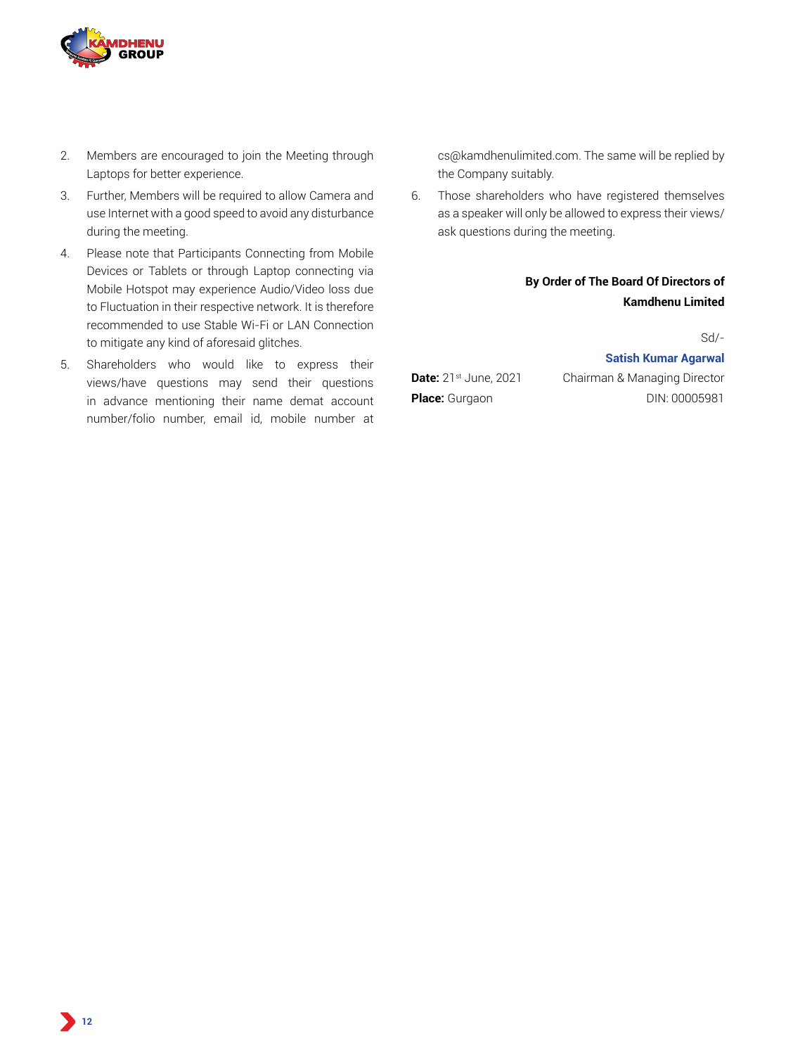2. Members are encouraged to join the Meeting through Laptops for better experience.
3. Further, Members will be required to allow Camera and use Internet with a good speed to avoid any disturbance during the meeting.
4. Please note that Participants Connecting from Mobile Devices or Tablets or through Laptop connecting via Mobile Hotspot may experience Audio/Video loss due to Fluctuation in their respective network. It is therefore recommended to use Stable Wi-Fi or LAN Connection to mitigate any kind of aforesaid glitches.
5. Shareholders who would like to express their views/have questions may send their questions in advance mentioning their name demat account number/folio number, email id, mobile number at cs@kamdhenulimited.com. The same will be replied by the Company suitably.
6. Those shareholders who have registered themselves as a speaker will only be allowed to express their views/ask questions during the meeting.

**By Order of The Board Of Directors of**
**Kamdhenu Limited**

Sd/-
**Satish Kumar Agarwal**
Chairman & Managing Director
DIN: 00005981

**Date:** 21st June, 2021
**Place:** Gurgaon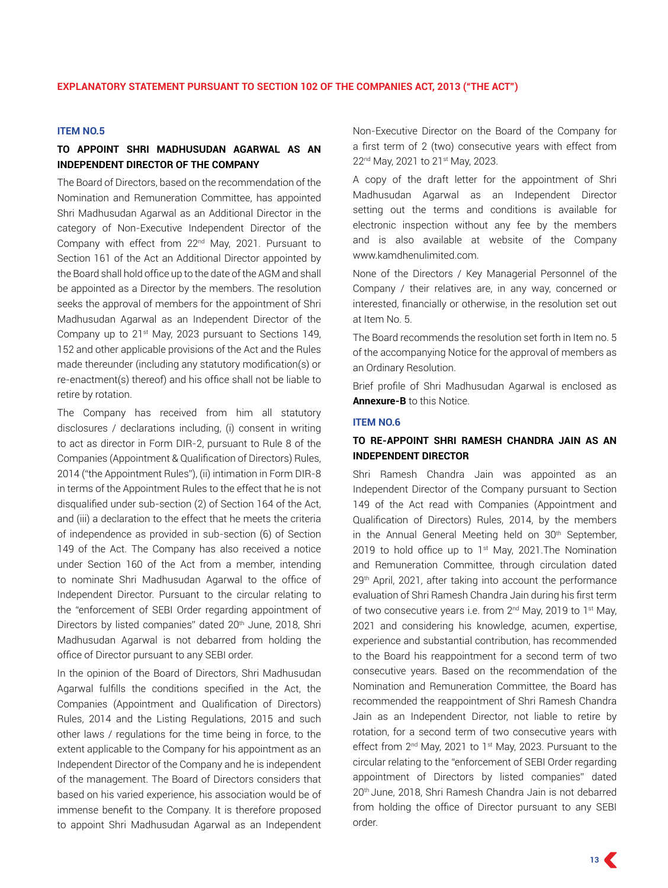## EXPLANATORY STATEMENT PURSUANT TO SECTION 102 OF THE COMPANIES ACT, 2013 ("THE ACT")

### ITEM NO.5

**TO APPOINT SHRI MADHUSUDAN AGARWAL AS AN INDEPENDENT DIRECTOR OF THE COMPANY**

The Board of Directors, based on the recommendation of the Nomination and Remuneration Committee, has appointed Shri Madhusudan Agarwal as an Additional Director in the category of Non-Executive Independent Director of the Company with effect from 22nd May, 2021. Pursuant to Section 161 of the Act an Additional Director appointed by the Board shall hold office up to the date of the AGM and shall be appointed as a Director by the members. The resolution seeks the approval of members for the appointment of Shri Madhusudan Agarwal as an Independent Director of the Company up to 21st May, 2023 pursuant to Sections 149, 152 and other applicable provisions of the Act and the Rules made thereunder (including any statutory modification(s) or re-enactment(s) thereof) and his office shall not be liable to retire by rotation.

The Company has received from him all statutory disclosures / declarations including, (i) consent in writing to act as director in Form DIR-2, pursuant to Rule 8 of the Companies (Appointment & Qualification of Directors) Rules, 2014 ("the Appointment Rules"), (ii) intimation in Form DIR-8 in terms of the Appointment Rules to the effect that he is not disqualified under sub-section (2) of Section 164 of the Act, and (iii) a declaration to the effect that he meets the criteria of independence as provided in sub-section (6) of Section 149 of the Act. The Company has also received a notice under Section 160 of the Act from a member, intending to nominate Shri Madhusudan Agarwal to the office of Independent Director. Pursuant to the circular relating to the "enforcement of SEBI Order regarding appointment of Directors by listed companies" dated 20th June, 2018, Shri Madhusudan Agarwal is not debarred from holding the office of Director pursuant to any SEBI order.

In the opinion of the Board of Directors, Shri Madhusudan Agarwal fulfills the conditions specified in the Act, the Companies (Appointment and Qualification of Directors) Rules, 2014 and the Listing Regulations, 2015 and such other laws / regulations for the time being in force, to the extent applicable to the Company for his appointment as an Independent Director of the Company and he is independent of the management. The Board of Directors considers that based on his varied experience, his association would be of immense benefit to the Company. It is therefore proposed to appoint Shri Madhusudan Agarwal as an Independent Non-Executive Director on the Board of the Company for a first term of 2 (two) consecutive years with effect from 22nd May, 2021 to 21st May, 2023.

A copy of the draft letter for the appointment of Shri Madhusudan Agarwal as an Independent Director setting out the terms and conditions is available for electronic inspection without any fee by the members and is also available at website of the Company www.kamdhenulimited.com.

None of the Directors / Key Managerial Personnel of the Company / their relatives are, in any way, concerned or interested, financially or otherwise, in the resolution set out at Item No. 5.

The Board recommends the resolution set forth in Item no. 5 of the accompanying Notice for the approval of members as an Ordinary Resolution.

Brief profile of Shri Madhusudan Agarwal is enclosed as **Annexure-B** to this Notice.

### ITEM NO.6

**TO RE-APPOINT SHRI RAMESH CHANDRA JAIN AS AN INDEPENDENT DIRECTOR**

Shri Ramesh Chandra Jain was appointed as an Independent Director of the Company pursuant to Section 149 of the Act read with Companies (Appointment and Qualification of Directors) Rules, 2014, by the members in the Annual General Meeting held on 30th September, 2019 to hold office up to 1st May, 2021.The Nomination and Remuneration Committee, through circulation dated 29th April, 2021, after taking into account the performance evaluation of Shri Ramesh Chandra Jain during his first term of two consecutive years i.e. from 2nd May, 2019 to 1st May, 2021 and considering his knowledge, acumen, expertise, experience and substantial contribution, has recommended to the Board his reappointment for a second term of two consecutive years. Based on the recommendation of the Nomination and Remuneration Committee, the Board has recommended the reappointment of Shri Ramesh Chandra Jain as an Independent Director, not liable to retire by rotation, for a second term of two consecutive years with effect from 2nd May, 2021 to 1st May, 2023. Pursuant to the circular relating to the "enforcement of SEBI Order regarding appointment of Directors by listed companies" dated 20th June, 2018, Shri Ramesh Chandra Jain is not debarred from holding the office of Director pursuant to any SEBI order.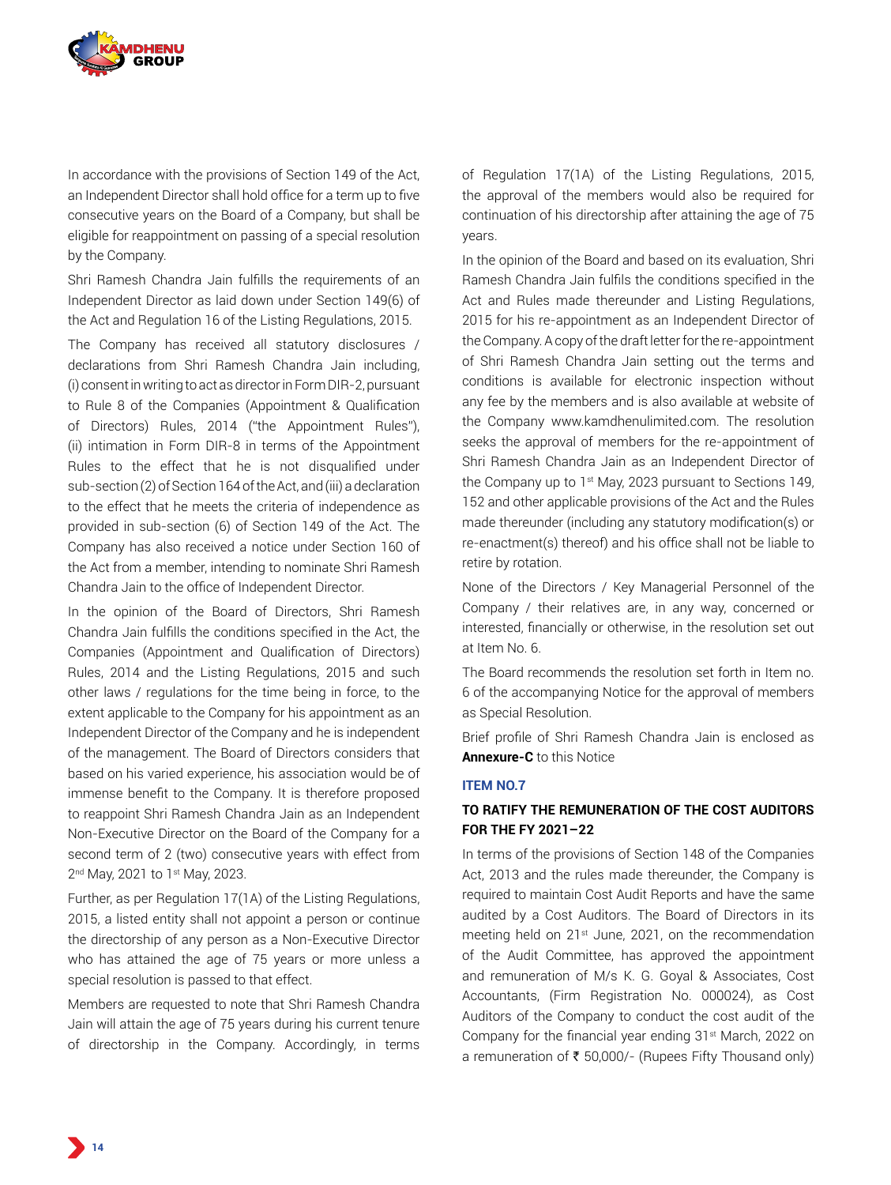In accordance with the provisions of Section 149 of the Act, an Independent Director shall hold office for a term up to five consecutive years on the Board of a Company, but shall be eligible for reappointment on passing of a special resolution by the Company.

Shri Ramesh Chandra Jain fulfills the requirements of an Independent Director as laid down under Section 149(6) of the Act and Regulation 16 of the Listing Regulations, 2015.

The Company has received all statutory disclosures / declarations from Shri Ramesh Chandra Jain including, (i) consent in writing to act as director in Form DIR-2, pursuant to Rule 8 of the Companies (Appointment & Qualification of Directors) Rules, 2014 ("the Appointment Rules"), (ii) intimation in Form DIR-8 in terms of the Appointment Rules to the effect that he is not disqualified under sub-section (2) of Section 164 of the Act, and (iii) a declaration to the effect that he meets the criteria of independence as provided in sub-section (6) of Section 149 of the Act. The Company has also received a notice under Section 160 of the Act from a member, intending to nominate Shri Ramesh Chandra Jain to the office of Independent Director.

In the opinion of the Board of Directors, Shri Ramesh Chandra Jain fulfills the conditions specified in the Act, the Companies (Appointment and Qualification of Directors) Rules, 2014 and the Listing Regulations, 2015 and such other laws / regulations for the time being in force, to the extent applicable to the Company for his appointment as an Independent Director of the Company and he is independent of the management. The Board of Directors considers that based on his varied experience, his association would be of immense benefit to the Company. It is therefore proposed to reappoint Shri Ramesh Chandra Jain as an Independent Non-Executive Director on the Board of the Company for a second term of 2 (two) consecutive years with effect from 2nd May, 2021 to 1st May, 2023.

Further, as per Regulation 17(1A) of the Listing Regulations, 2015, a listed entity shall not appoint a person or continue the directorship of any person as a Non-Executive Director who has attained the age of 75 years or more unless a special resolution is passed to that effect.

Members are requested to note that Shri Ramesh Chandra Jain will attain the age of 75 years during his current tenure of directorship in the Company. Accordingly, in terms of Regulation 17(1A) of the Listing Regulations, 2015, the approval of the members would also be required for continuation of his directorship after attaining the age of 75 years.

In the opinion of the Board and based on its evaluation, Shri Ramesh Chandra Jain fulfils the conditions specified in the Act and Rules made thereunder and Listing Regulations, 2015 for his re-appointment as an Independent Director of the Company. A copy of the draft letter for the re-appointment of Shri Ramesh Chandra Jain setting out the terms and conditions is available for electronic inspection without any fee by the members and is also available at website of the Company www.kamdhenulimited.com. The resolution seeks the approval of members for the re-appointment of Shri Ramesh Chandra Jain as an Independent Director of the Company up to 1st May, 2023 pursuant to Sections 149, 152 and other applicable provisions of the Act and the Rules made thereunder (including any statutory modification(s) or re-enactment(s) thereof) and his office shall not be liable to retire by rotation.

None of the Directors / Key Managerial Personnel of the Company / their relatives are, in any way, concerned or interested, financially or otherwise, in the resolution set out at Item No. 6.

The Board recommends the resolution set forth in Item no. 6 of the accompanying Notice for the approval of members as Special Resolution.

Brief profile of Shri Ramesh Chandra Jain is enclosed as **Annexure-C** to this Notice

### ITEM NO.7

### TO RATIFY THE REMUNERATION OF THE COST AUDITORS FOR THE FY 2021–22

In terms of the provisions of Section 148 of the Companies Act, 2013 and the rules made thereunder, the Company is required to maintain Cost Audit Reports and have the same audited by a Cost Auditors. The Board of Directors in its meeting held on 21st June, 2021, on the recommendation of the Audit Committee, has approved the appointment and remuneration of M/s K. G. Goyal & Associates, Cost Accountants, (Firm Registration No. 000024), as Cost Auditors of the Company to conduct the cost audit of the Company for the financial year ending 31st March, 2022 on a remuneration of ₹ 50,000/- (Rupees Fifty Thousand only)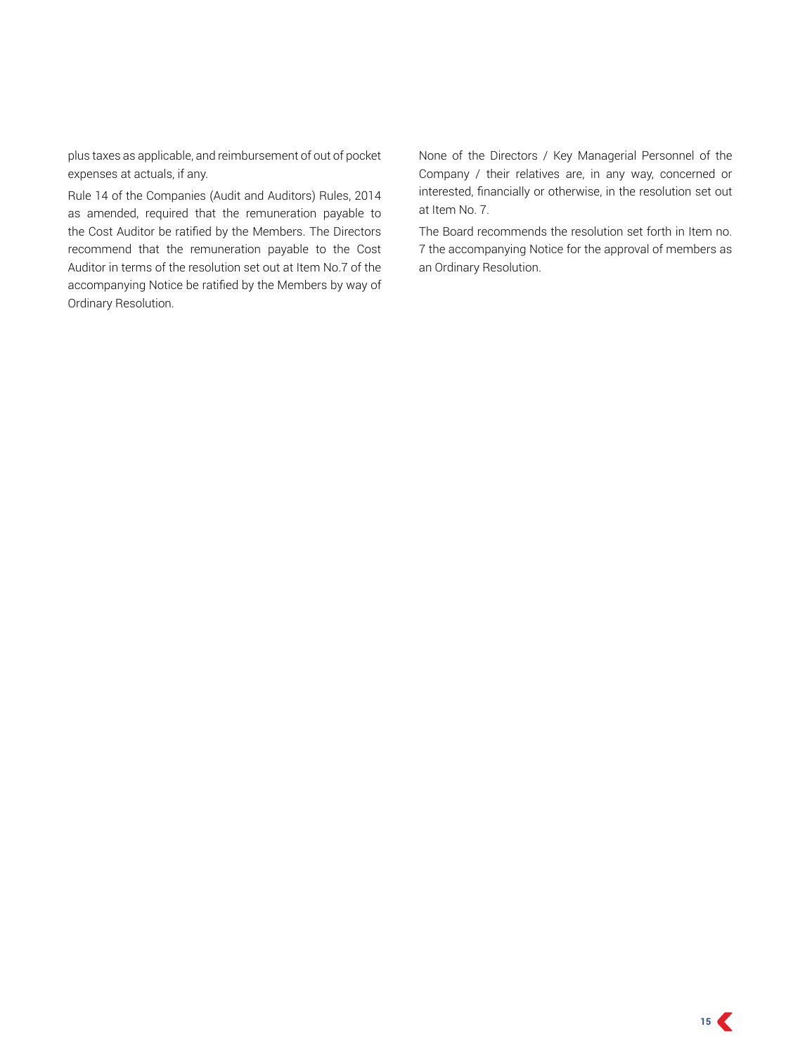plus taxes as applicable, and reimbursement of out of pocket expenses at actuals, if any.

Rule 14 of the Companies (Audit and Auditors) Rules, 2014 as amended, required that the remuneration payable to the Cost Auditor be ratified by the Members. The Directors recommend that the remuneration payable to the Cost Auditor in terms of the resolution set out at Item No.7 of the accompanying Notice be ratified by the Members by way of Ordinary Resolution.

None of the Directors / Key Managerial Personnel of the Company / their relatives are, in any way, concerned or interested, financially or otherwise, in the resolution set out at Item No. 7.

The Board recommends the resolution set forth in Item no. 7 the accompanying Notice for the approval of members as an Ordinary Resolution.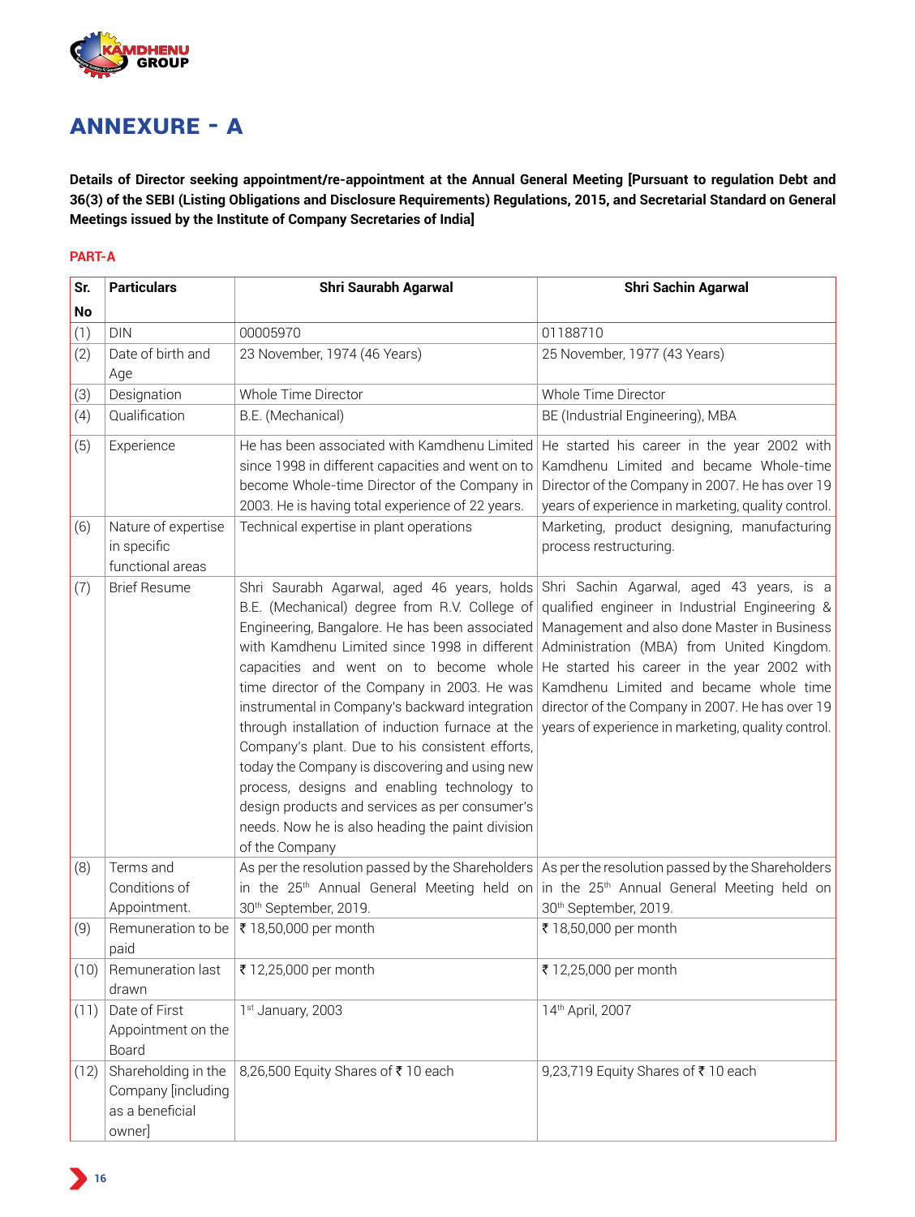# ANNEXURE - A

**Details of Director seeking appointment/re-appointment at the Annual General Meeting [Pursuant to regulation Debt and 36(3) of the SEBI (Listing Obligations and Disclosure Requirements) Regulations, 2015, and Secretarial Standard on General Meetings issued by the Institute of Company Secretaries of India]**

**PART-A**

| Sr. No | Particulars | Shri Saurabh Agarwal | Shri Sachin Agarwal |
|---|---|---|---|
| (1) | DIN | 00005970 | 01188710 |
| (2) | Date of birth and Age | 23 November, 1974 (46 Years) | 25 November, 1977 (43 Years) |
| (3) | Designation | Whole Time Director | Whole Time Director |
| (4) | Qualification | B.E. (Mechanical) | BE (Industrial Engineering), MBA |
| (5) | Experience | He has been associated with Kamdhenu Limited since 1998 in different capacities and went on to become Whole-time Director of the Company in 2003. He is having total experience of 22 years. | He started his career in the year 2002 with Kamdhenu Limited and became Whole-time Director of the Company in 2007. He has over 19 years of experience in marketing, quality control. |
| (6) | Nature of expertise in specific functional areas | Technical expertise in plant operations | Marketing, product designing, manufacturing process restructuring. |
| (7) | Brief Resume | Shri Saurabh Agarwal, aged 46 years, holds B.E. (Mechanical) degree from R.V. College of Engineering, Bangalore. He has been associated with Kamdhenu Limited since 1998 in different capacities and went on to become whole time director of the Company in 2003. He was instrumental in Company's backward integration through installation of induction furnace at the Company's plant. Due to his consistent efforts, today the Company is discovering and using new process, designs and enabling technology to design products and services as per consumer's needs. Now he is also heading the paint division of the Company | Shri Sachin Agarwal, aged 43 years, is a qualified engineer in Industrial Engineering & Management and also done Master in Business Administration (MBA) from United Kingdom. He started his career in the year 2002 with Kamdhenu Limited and became whole time director of the Company in 2007. He has over 19 years of experience in marketing, quality control. |
| (8) | Terms and Conditions of Appointment. | As per the resolution passed by the Shareholders in the 25th Annual General Meeting held on 30th September, 2019. | As per the resolution passed by the Shareholders in the 25th Annual General Meeting held on 30th September, 2019. |
| (9) | Remuneration to be paid | ₹ 18,50,000 per month | ₹ 18,50,000 per month |
| (10) | Remuneration last drawn | ₹ 12,25,000 per month | ₹ 12,25,000 per month |
| (11) | Date of First Appointment on the Board | 1st January, 2003 | 14th April, 2007 |
| (12) | Shareholding in the Company [including as a beneficial owner] | 8,26,500 Equity Shares of ₹ 10 each | 9,23,719 Equity Shares of ₹ 10 each |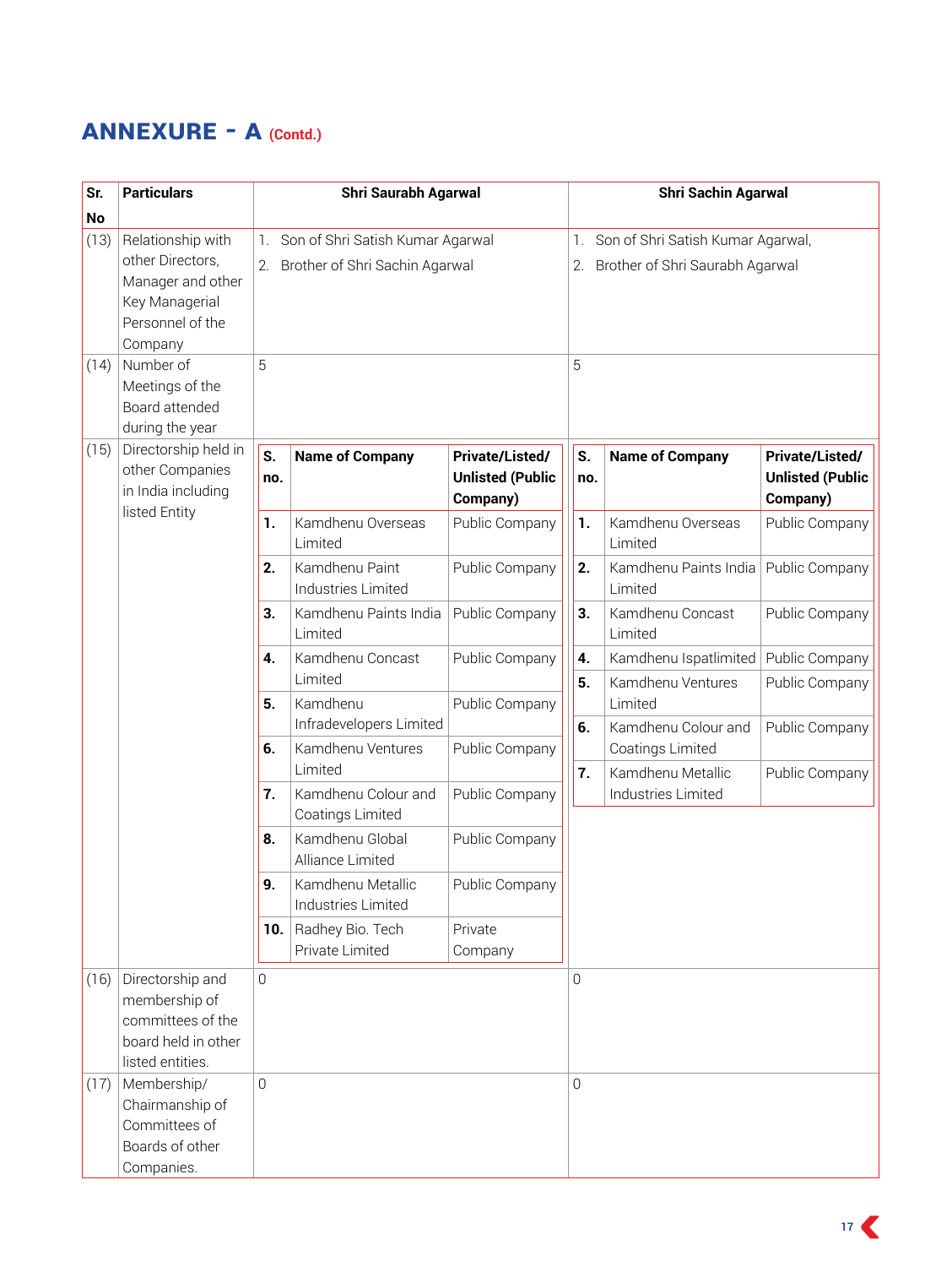## ANNEXURE - A (Contd.)

<table>
<tr><th>Sr. No</th><th>Particulars</th><th>Shri Saurabh Agarwal</th><th>Shri Sachin Agarwal</th></tr>
<tr><td>(13)</td><td>Relationship with other Directors, Manager and other Key Managerial Personnel of the Company</td><td>1. Son of Shri Satish Kumar Agarwal<br>2. Brother of Shri Sachin Agarwal</td><td>1. Son of Shri Satish Kumar Agarwal,<br>2. Brother of Shri Saurabh Agarwal</td></tr>
<tr><td>(14)</td><td>Number of Meetings of the Board attended during the year</td><td>5</td><td>5</td></tr>
<tr><td>(15)</td><td>Directorship held in other Companies in India including listed Entity</td><td>
<table>
<tr><th>S. no.</th><th>Name of Company</th><th>Private/Listed/ Unlisted (Public Company)</th></tr>
<tr><td>1.</td><td>Kamdhenu Overseas Limited</td><td>Public Company</td></tr>
<tr><td>2.</td><td>Kamdhenu Paint Industries Limited</td><td>Public Company</td></tr>
<tr><td>3.</td><td>Kamdhenu Paints India Limited</td><td>Public Company</td></tr>
<tr><td>4.</td><td>Kamdhenu Concast Limited</td><td>Public Company</td></tr>
<tr><td>5.</td><td>Kamdhenu Infradevelopers Limited</td><td>Public Company</td></tr>
<tr><td>6.</td><td>Kamdhenu Ventures Limited</td><td>Public Company</td></tr>
<tr><td>7.</td><td>Kamdhenu Colour and Coatings Limited</td><td>Public Company</td></tr>
<tr><td>8.</td><td>Kamdhenu Global Alliance Limited</td><td>Public Company</td></tr>
<tr><td>9.</td><td>Kamdhenu Metallic Industries Limited</td><td>Public Company</td></tr>
<tr><td>10.</td><td>Radhey Bio. Tech Private Limited</td><td>Private Company</td></tr>
</table>
</td><td>
<table>
<tr><th>S. no.</th><th>Name of Company</th><th>Private/Listed/ Unlisted (Public Company)</th></tr>
<tr><td>1.</td><td>Kamdhenu Overseas Limited</td><td>Public Company</td></tr>
<tr><td>2.</td><td>Kamdhenu Paints India Limited</td><td>Public Company</td></tr>
<tr><td>3.</td><td>Kamdhenu Concast Limited</td><td>Public Company</td></tr>
<tr><td>4.</td><td>Kamdhenu Ispatlimited</td><td>Public Company</td></tr>
<tr><td>5.</td><td>Kamdhenu Ventures Limited</td><td>Public Company</td></tr>
<tr><td>6.</td><td>Kamdhenu Colour and Coatings Limited</td><td>Public Company</td></tr>
<tr><td>7.</td><td>Kamdhenu Metallic Industries Limited</td><td>Public Company</td></tr>
</table>
</td></tr>
<tr><td>(16)</td><td>Directorship and membership of committees of the board held in other listed entities.</td><td>0</td><td>0</td></tr>
<tr><td>(17)</td><td>Membership/ Chairmanship of Committees of Boards of other Companies.</td><td>0</td><td>0</td></tr>
</table>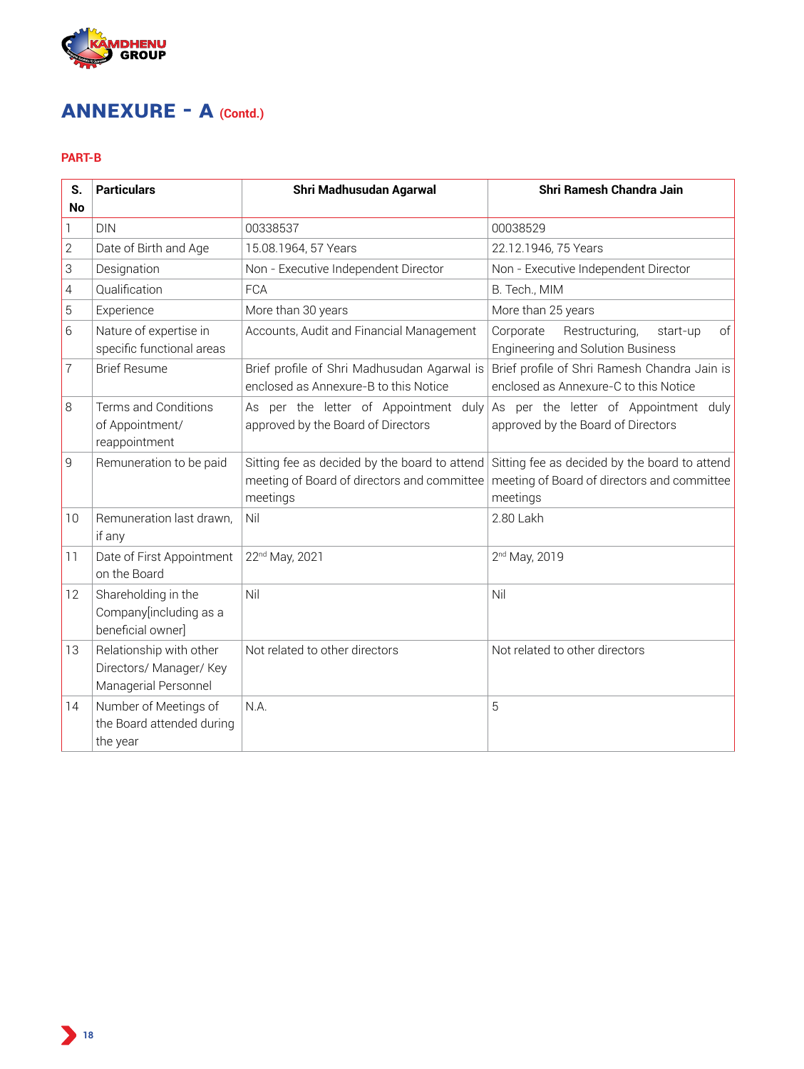# ANNEXURE - A (Contd.)

**PART-B**

| S. No | Particulars | Shri Madhusudan Agarwal | Shri Ramesh Chandra Jain |
|---|---|---|---|
| 1 | DIN | 00338537 | 00038529 |
| 2 | Date of Birth and Age | 15.08.1964, 57 Years | 22.12.1946, 75 Years |
| 3 | Designation | Non - Executive Independent Director | Non - Executive Independent Director |
| 4 | Qualification | FCA | B. Tech., MIM |
| 5 | Experience | More than 30 years | More than 25 years |
| 6 | Nature of expertise in specific functional areas | Accounts, Audit and Financial Management | Corporate Restructuring, start-up of Engineering and Solution Business |
| 7 | Brief Resume | Brief profile of Shri Madhusudan Agarwal is enclosed as Annexure-B to this Notice | Brief profile of Shri Ramesh Chandra Jain is enclosed as Annexure-C to this Notice |
| 8 | Terms and Conditions of Appointment/ reappointment | As per the letter of Appointment duly approved by the Board of Directors | As per the letter of Appointment duly approved by the Board of Directors |
| 9 | Remuneration to be paid | Sitting fee as decided by the board to attend meeting of Board of directors and committee meetings | Sitting fee as decided by the board to attend meeting of Board of directors and committee meetings |
| 10 | Remuneration last drawn, if any | Nil | 2.80 Lakh |
| 11 | Date of First Appointment on the Board | 22nd May, 2021 | 2nd May, 2019 |
| 12 | Shareholding in the Company[including as a beneficial owner] | Nil | Nil |
| 13 | Relationship with other Directors/ Manager/ Key Managerial Personnel | Not related to other directors | Not related to other directors |
| 14 | Number of Meetings of the Board attended during the year | N.A. | 5 |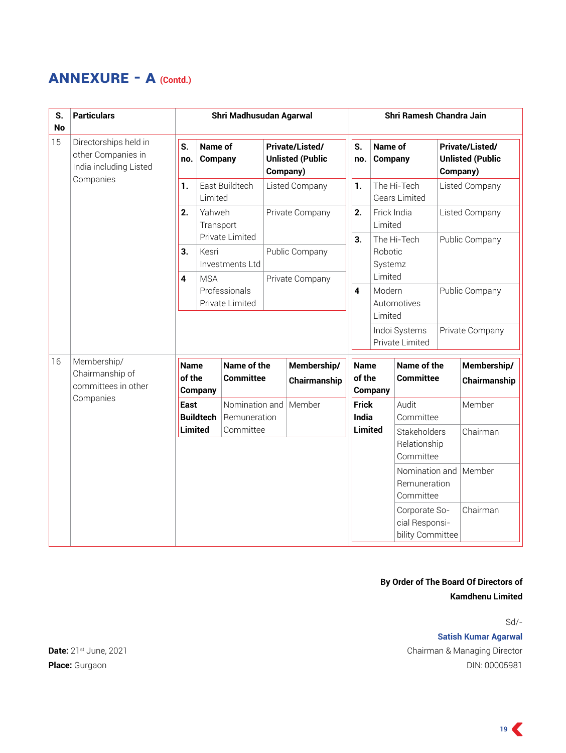## ANNEXURE - A (Contd.)

<table>
<tr><th>S. No</th><th>Particulars</th><th>Shri Madhusudan Agarwal</th><th>Shri Ramesh Chandra Jain</th></tr>
<tr><td>15</td><td>Directorships held in other Companies in India including Listed Companies</td><td>
<table>
<tr><th>S. no.</th><th>Name of Company</th><th>Private/Listed/ Unlisted (Public Company)</th></tr>
<tr><td>1.</td><td>East Buildtech Limited</td><td>Listed Company</td></tr>
<tr><td>2.</td><td>Yahweh Transport Private Limited</td><td>Private Company</td></tr>
<tr><td>3.</td><td>Kesri Investments Ltd</td><td>Public Company</td></tr>
<tr><td>4</td><td>MSA Professionals Private Limited</td><td>Private Company</td></tr>
</table>
</td><td>
<table>
<tr><th>S. no.</th><th>Name of Company</th><th>Private/Listed/ Unlisted (Public Company)</th></tr>
<tr><td>1.</td><td>The Hi-Tech Gears Limited</td><td>Listed Company</td></tr>
<tr><td>2.</td><td>Frick India Limited</td><td>Listed Company</td></tr>
<tr><td>3.</td><td>The Hi-Tech Robotic Systemz Limited</td><td>Public Company</td></tr>
<tr><td>4</td><td>Modern Automotives Limited</td><td>Public Company</td></tr>
<tr><td></td><td>Indoi Systems Private Limited</td><td>Private Company</td></tr>
</table>
</td></tr>
<tr><td>16</td><td>Membership/ Chairmanship of committees in other Companies</td><td>
<table>
<tr><th>Name of the Company</th><th>Name of the Committee</th><th>Membership/ Chairmanship</th></tr>
<tr><td><b>East Buildtech Limited</b></td><td>Nomination and Remuneration Committee</td><td>Member</td></tr>
</table>
</td><td>
<table>
<tr><th>Name of the Company</th><th>Name of the Committee</th><th>Membership/ Chairmanship</th></tr>
<tr><td rowspan="4"><b>Frick India Limited</b></td><td>Audit Committee</td><td>Member</td></tr>
<tr><td>Stakeholders Relationship Committee</td><td>Chairman</td></tr>
<tr><td>Nomination and Remuneration Committee</td><td>Member</td></tr>
<tr><td>Corporate Social Responsibility Committee</td><td>Chairman</td></tr>
</table>
</td></tr>
</table>

**By Order of The Board Of Directors of**
**Kamdhenu Limited**

Sd/-
**Satish Kumar Agarwal**
Chairman & Managing Director
DIN: 00005981

**Date:** 21st June, 2021
**Place:** Gurgaon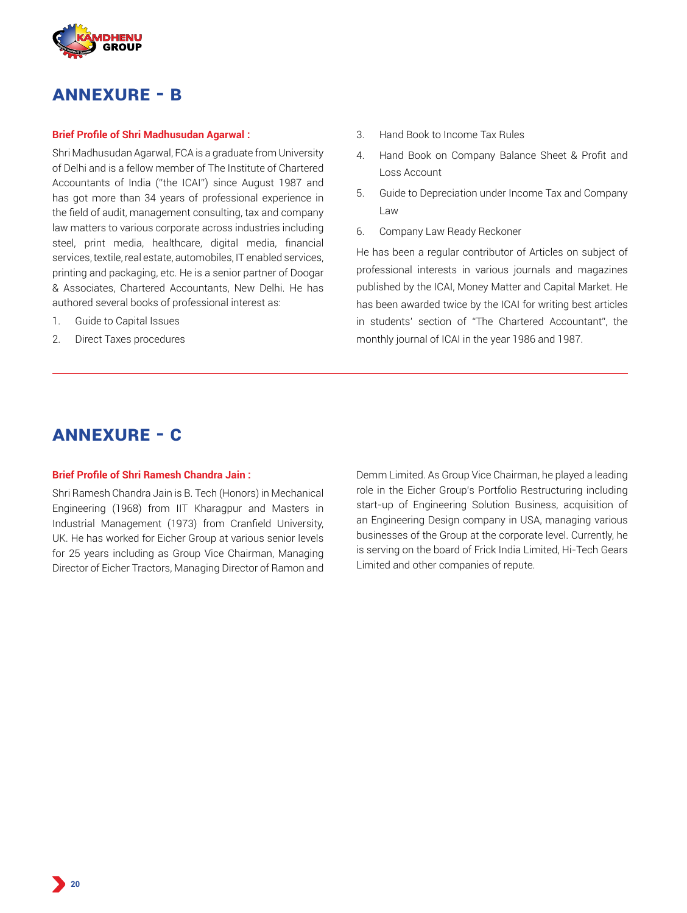# ANNEXURE - B

**Brief Profile of Shri Madhusudan Agarwal :**

Shri Madhusudan Agarwal, FCA is a graduate from University of Delhi and is a fellow member of The Institute of Chartered Accountants of India ("the ICAI") since August 1987 and has got more than 34 years of professional experience in the field of audit, management consulting, tax and company law matters to various corporate across industries including steel, print media, healthcare, digital media, financial services, textile, real estate, automobiles, IT enabled services, printing and packaging, etc. He is a senior partner of Doogar & Associates, Chartered Accountants, New Delhi. He has authored several books of professional interest as:

1. Guide to Capital Issues
2. Direct Taxes procedures
3. Hand Book to Income Tax Rules
4. Hand Book on Company Balance Sheet & Profit and Loss Account
5. Guide to Depreciation under Income Tax and Company Law
6. Company Law Ready Reckoner

He has been a regular contributor of Articles on subject of professional interests in various journals and magazines published by the ICAI, Money Matter and Capital Market. He has been awarded twice by the ICAI for writing best articles in students' section of "The Chartered Accountant", the monthly journal of ICAI in the year 1986 and 1987.

# ANNEXURE - C

**Brief Profile of Shri Ramesh Chandra Jain :**

Shri Ramesh Chandra Jain is B. Tech (Honors) in Mechanical Engineering (1968) from IIT Kharagpur and Masters in Industrial Management (1973) from Cranfield University, UK. He has worked for Eicher Group at various senior levels for 25 years including as Group Vice Chairman, Managing Director of Eicher Tractors, Managing Director of Ramon and Demm Limited. As Group Vice Chairman, he played a leading role in the Eicher Group's Portfolio Restructuring including start-up of Engineering Solution Business, acquisition of an Engineering Design company in USA, managing various businesses of the Group at the corporate level. Currently, he is serving on the board of Frick India Limited, Hi-Tech Gears Limited and other companies of repute.